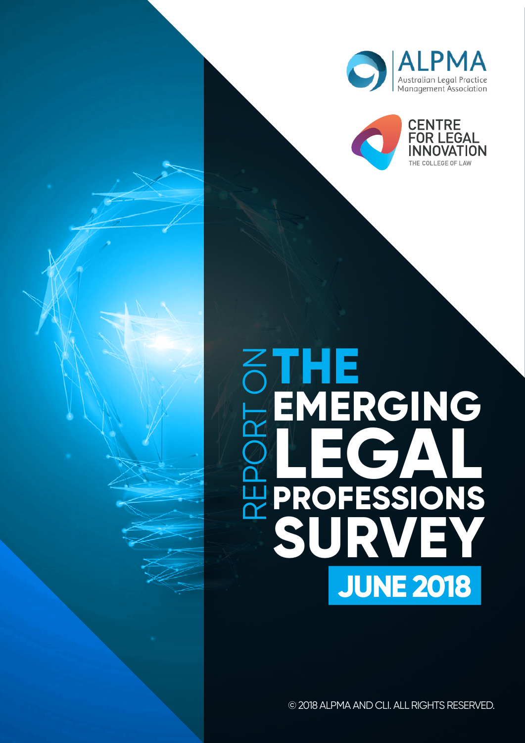ALPMA
Australian Legal Practice Management Association

CENTRE FOR LEGAL INNOVATION
THE COLLEGE OF LAW

# REPORT ON THE EMERGING LEGAL PROFESSIONS SURVEY

## JUNE 2018

© 2018 ALPMA AND CLI. ALL RIGHTS RESERVED.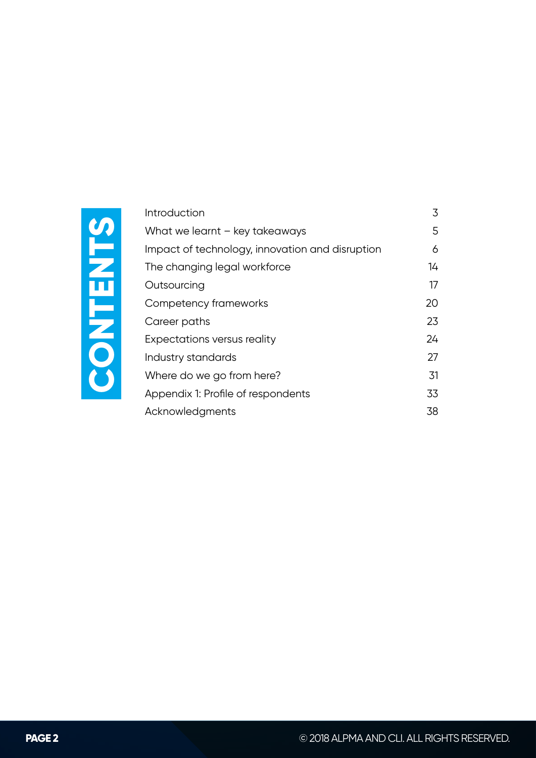# CONTENTS

| | |
|---|---|
| Introduction | 3 |
| What we learnt – key takeaways | 5 |
| Impact of technology, innovation and disruption | 6 |
| The changing legal workforce | 14 |
| Outsourcing | 17 |
| Competency frameworks | 20 |
| Career paths | 23 |
| Expectations versus reality | 24 |
| Industry standards | 27 |
| Where do we go from here? | 31 |
| Appendix 1: Profile of respondents | 33 |
| Acknowledgments | 38 |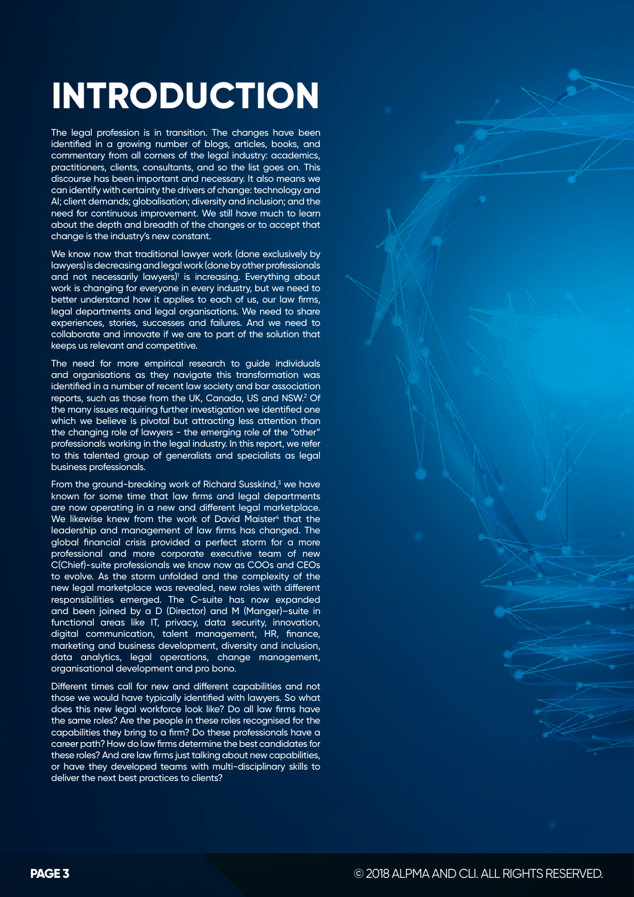# INTRODUCTION

The legal profession is in transition. The changes have been identified in a growing number of blogs, articles, books, and commentary from all corners of the legal industry: academics, practitioners, clients, consultants, and so the list goes on. This discourse has been important and necessary. It also means we can identify with certainty the drivers of change: technology and AI; client demands; globalisation; diversity and inclusion; and the need for continuous improvement. We still have much to learn about the depth and breadth of the changes or to accept that change is the industry's new constant.

We know now that traditional lawyer work (done exclusively by lawyers) is decreasing and legal work (done by other professionals and not necessarily lawyers)[1] is increasing. Everything about work is changing for everyone in every industry, but we need to better understand how it applies to each of us, our law firms, legal departments and legal organisations. We need to share experiences, stories, successes and failures. And we need to collaborate and innovate if we are to part of the solution that keeps us relevant and competitive.

The need for more empirical research to guide individuals and organisations as they navigate this transformation was identified in a number of recent law society and bar association reports, such as those from the UK, Canada, US and NSW.[2] Of the many issues requiring further investigation we identified one which we believe is pivotal but attracting less attention than the changing role of lawyers - the emerging role of the "other" professionals working in the legal industry. In this report, we refer to this talented group of generalists and specialists as legal business professionals.

From the ground-breaking work of Richard Susskind,[3] we have known for some time that law firms and legal departments are now operating in a new and different legal marketplace. We likewise knew from the work of David Maister[4] that the leadership and management of law firms has changed. The global financial crisis provided a perfect storm for a more professional and more corporate executive team of new C(Chief)-suite professionals we know now as COOs and CEOs to evolve. As the storm unfolded and the complexity of the new legal marketplace was revealed, new roles with different responsibilities emerged. The C-suite has now expanded and been joined by a D (Director) and M (Manger)–suite in functional areas like IT, privacy, data security, innovation, digital communication, talent management, HR, finance, marketing and business development, diversity and inclusion, data analytics, legal operations, change management, organisational development and pro bono.

Different times call for new and different capabilities and not those we would have typically identified with lawyers. So what does this new legal workforce look like? Do all law firms have the same roles? Are the people in these roles recognised for the capabilities they bring to a firm? Do these professionals have a career path? How do law firms determine the best candidates for these roles? And are law firms just talking about new capabilities, or have they developed teams with multi-disciplinary skills to deliver the next best practices to clients?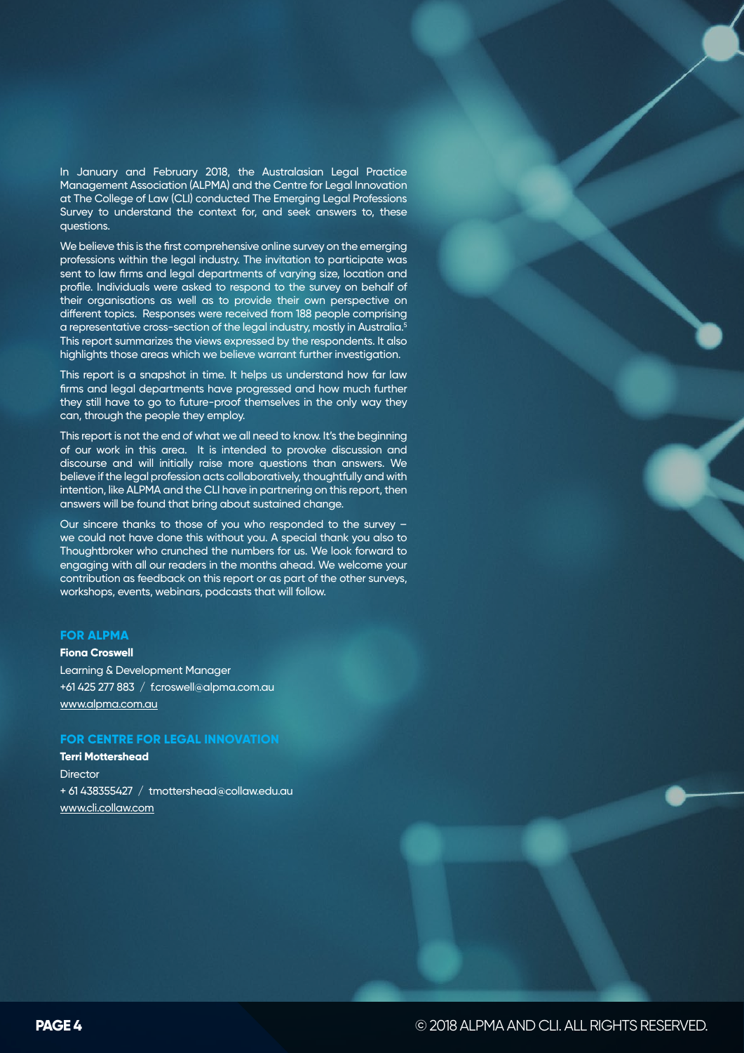In January and February 2018, the Australasian Legal Practice Management Association (ALPMA) and the Centre for Legal Innovation at The College of Law (CLI) conducted The Emerging Legal Professions Survey to understand the context for, and seek answers to, these questions.

We believe this is the first comprehensive online survey on the emerging professions within the legal industry. The invitation to participate was sent to law firms and legal departments of varying size, location and profile. Individuals were asked to respond to the survey on behalf of their organisations as well as to provide their own perspective on different topics. Responses were received from 188 people comprising a representative cross-section of the legal industry, mostly in Australia.[5] This report summarizes the views expressed by the respondents. It also highlights those areas which we believe warrant further investigation.

This report is a snapshot in time. It helps us understand how far law firms and legal departments have progressed and how much further they still have to go to future-proof themselves in the only way they can, through the people they employ.

This report is not the end of what we all need to know. It's the beginning of our work in this area. It is intended to provoke discussion and discourse and will initially raise more questions than answers. We believe if the legal profession acts collaboratively, thoughtfully and with intention, like ALPMA and the CLI have in partnering on this report, then answers will be found that bring about sustained change.

Our sincere thanks to those of you who responded to the survey – we could not have done this without you. A special thank you also to Thoughtbroker who crunched the numbers for us. We look forward to engaging with all our readers in the months ahead. We welcome your contribution as feedback on this report or as part of the other surveys, workshops, events, webinars, podcasts that will follow.

### FOR ALPMA

**Fiona Croswell**

Learning & Development Manager

+61 425 277 883 / f.croswell@alpma.com.au

www.alpma.com.au

### FOR CENTRE FOR LEGAL INNOVATION

**Terri Mottershead**

Director

+ 61 438355427 / tmottershead@collaw.edu.au

www.cli.collaw.com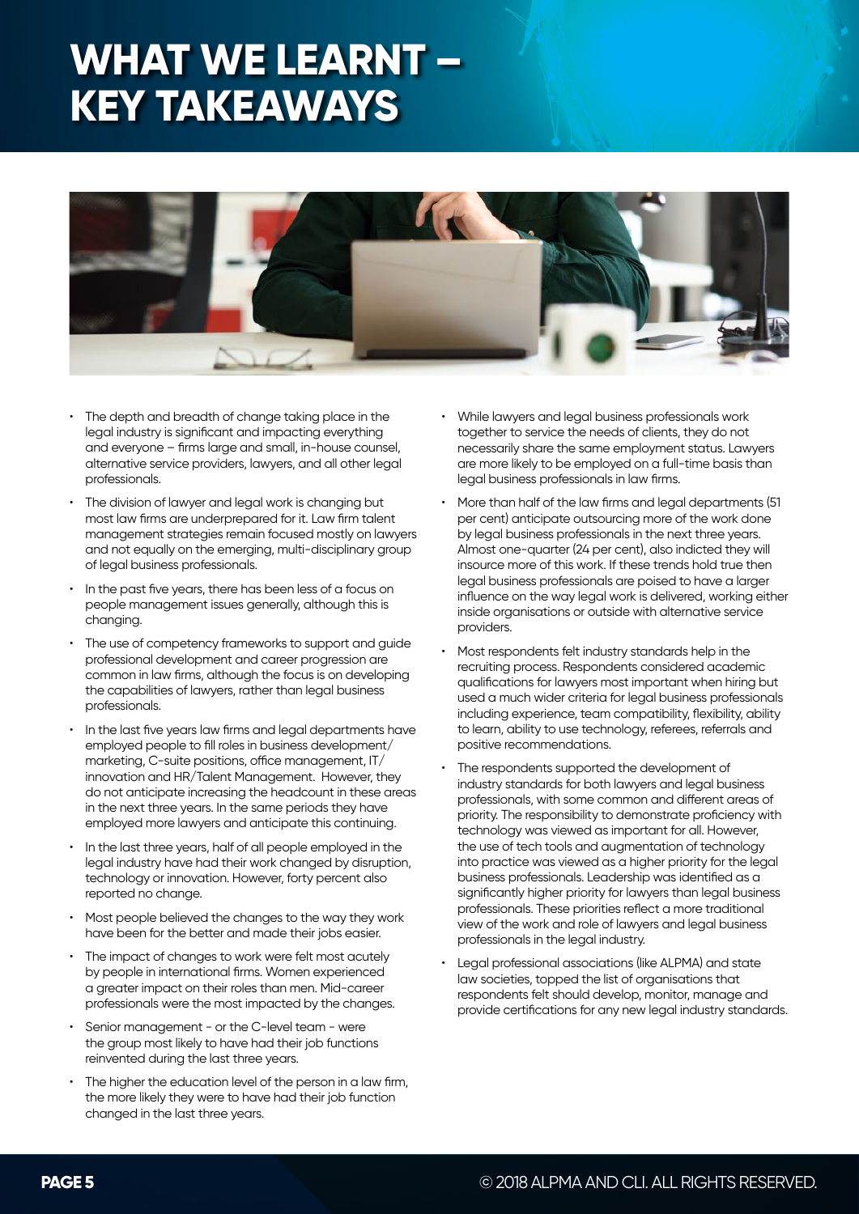# WHAT WE LEARNT – KEY TAKEAWAYS

- The depth and breadth of change taking place in the legal industry is significant and impacting everything and everyone – firms large and small, in-house counsel, alternative service providers, lawyers, and all other legal professionals.
- The division of lawyer and legal work is changing but most law firms are underprepared for it. Law firm talent management strategies remain focused mostly on lawyers and not equally on the emerging, multi-disciplinary group of legal business professionals.
- In the past five years, there has been less of a focus on people management issues generally, although this is changing.
- The use of competency frameworks to support and guide professional development and career progression are common in law firms, although the focus is on developing the capabilities of lawyers, rather than legal business professionals.
- In the last five years law firms and legal departments have employed people to fill roles in business development/ marketing, C-suite positions, office management, IT/ innovation and HR/Talent Management. However, they do not anticipate increasing the headcount in these areas in the next three years. In the same periods they have employed more lawyers and anticipate this continuing.
- In the last three years, half of all people employed in the legal industry have had their work changed by disruption, technology or innovation. However, forty percent also reported no change.
- Most people believed the changes to the way they work have been for the better and made their jobs easier.
- The impact of changes to work were felt most acutely by people in international firms. Women experienced a greater impact on their roles than men. Mid-career professionals were the most impacted by the changes.
- Senior management - or the C-level team - were the group most likely to have had their job functions reinvented during the last three years.
- The higher the education level of the person in a law firm, the more likely they were to have had their job function changed in the last three years.
- While lawyers and legal business professionals work together to service the needs of clients, they do not necessarily share the same employment status. Lawyers are more likely to be employed on a full-time basis than legal business professionals in law firms.
- More than half of the law firms and legal departments (51 per cent) anticipate outsourcing more of the work done by legal business professionals in the next three years. Almost one-quarter (24 per cent), also indicted they will insource more of this work. If these trends hold true then legal business professionals are poised to have a larger influence on the way legal work is delivered, working either inside organisations or outside with alternative service providers.
- Most respondents felt industry standards help in the recruiting process. Respondents considered academic qualifications for lawyers most important when hiring but used a much wider criteria for legal business professionals including experience, team compatibility, flexibility, ability to learn, ability to use technology, referees, referrals and positive recommendations.
- The respondents supported the development of industry standards for both lawyers and legal business professionals, with some common and different areas of priority. The responsibility to demonstrate proficiency with technology was viewed as important for all. However, the use of tech tools and augmentation of technology into practice was viewed as a higher priority for the legal business professionals. Leadership was identified as a significantly higher priority for lawyers than legal business professionals. These priorities reflect a more traditional view of the work and role of lawyers and legal business professionals in the legal industry.
- Legal professional associations (like ALPMA) and state law societies, topped the list of organisations that respondents felt should develop, monitor, manage and provide certifications for any new legal industry standards.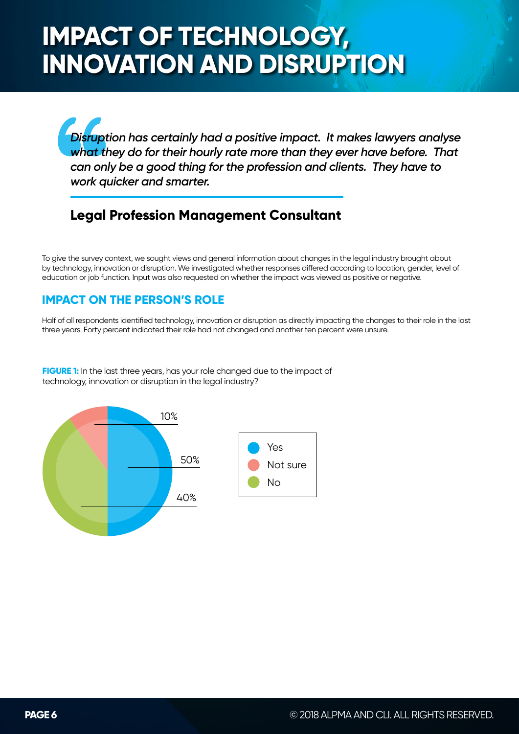# IMPACT OF TECHNOLOGY, INNOVATION AND DISRUPTION

> *Disruption has certainly had a positive impact. It makes lawyers analyse what they do for their hourly rate more than they ever have before. That can only be a good thing for the profession and clients. They have to work quicker and smarter.*

**Legal Profession Management Consultant**

To give the survey context, we sought views and general information about changes in the legal industry brought about by technology, innovation or disruption. We investigated whether responses differed according to location, gender, level of education or job function. Input was also requested on whether the impact was viewed as positive or negative.

## IMPACT ON THE PERSON'S ROLE

Half of all respondents identified technology, innovation or disruption as directly impacting the changes to their role in the last three years. Forty percent indicated their role had not changed and another ten percent were unsure.

**FIGURE 1:** In the last three years, has your role changed due to the impact of technology, innovation or disruption in the legal industry?

| Response | Percentage |
|---|---|
| Yes | 50% |
| Not sure | 10% |
| No | 40% |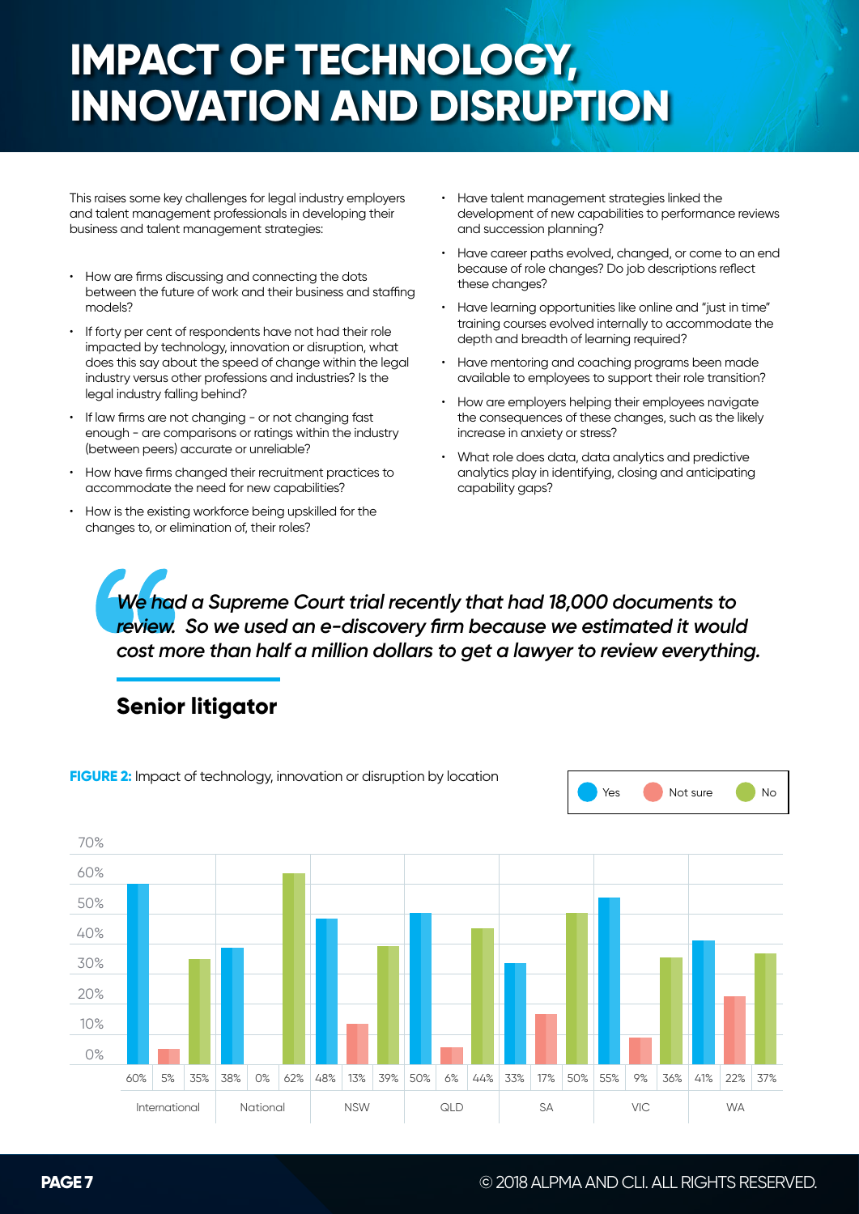# IMPACT OF TECHNOLOGY, INNOVATION AND DISRUPTION

This raises some key challenges for legal industry employers and talent management professionals in developing their business and talent management strategies:

- How are firms discussing and connecting the dots between the future of work and their business and staffing models?
- If forty per cent of respondents have not had their role impacted by technology, innovation or disruption, what does this say about the speed of change within the legal industry versus other professions and industries? Is the legal industry falling behind?
- If law firms are not changing - or not changing fast enough - are comparisons or ratings within the industry (between peers) accurate or unreliable?
- How have firms changed their recruitment practices to accommodate the need for new capabilities?
- How is the existing workforce being upskilled for the changes to, or elimination of, their roles?
- Have talent management strategies linked the development of new capabilities to performance reviews and succession planning?
- Have career paths evolved, changed, or come to an end because of role changes? Do job descriptions reflect these changes?
- Have learning opportunities like online and "just in time" training courses evolved internally to accommodate the depth and breadth of learning required?
- Have mentoring and coaching programs been made available to employees to support their role transition?
- How are employers helping their employees navigate the consequences of these changes, such as the likely increase in anxiety or stress?
- What role does data, data analytics and predictive analytics play in identifying, closing and anticipating capability gaps?

> *We had a Supreme Court trial recently that had 18,000 documents to review. So we used an e-discovery firm because we estimated it would cost more than half a million dollars to get a lawyer to review everything.*

**Senior litigator**

**FIGURE 2:** Impact of technology, innovation or disruption by location

| Location | Yes | Not sure | No |
|---|---|---|---|
| International | 60% | 5% | 35% |
| National | 38% | 0% | 62% |
| NSW | 48% | 13% | 39% |
| QLD | 50% | 6% | 44% |
| SA | 33% | 17% | 50% |
| VIC | 55% | 9% | 36% |
| WA | 41% | 22% | 37% |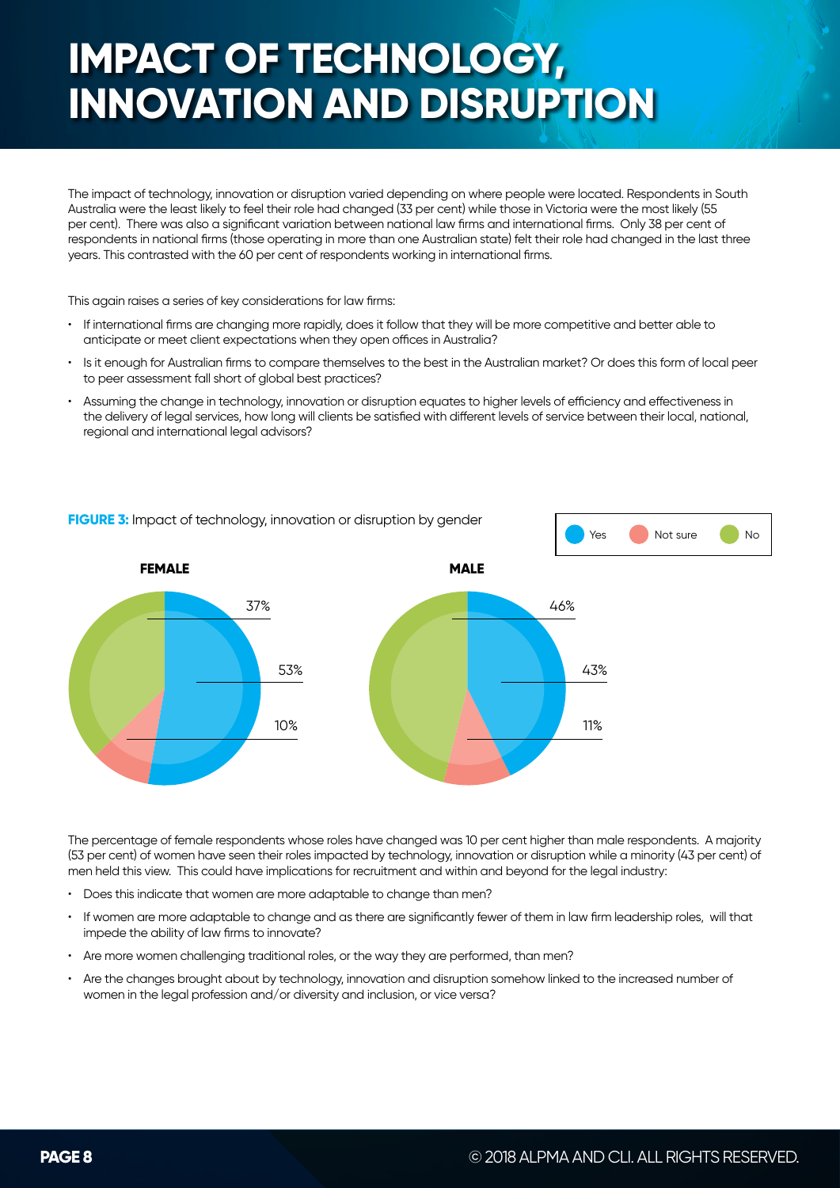# IMPACT OF TECHNOLOGY, INNOVATION AND DISRUPTION

The impact of technology, innovation or disruption varied depending on where people were located. Respondents in South Australia were the least likely to feel their role had changed (33 per cent) while those in Victoria were the most likely (55 per cent). There was also a significant variation between national law firms and international firms. Only 38 per cent of respondents in national firms (those operating in more than one Australian state) felt their role had changed in the last three years. This contrasted with the 60 per cent of respondents working in international firms.

This again raises a series of key considerations for law firms:

- If international firms are changing more rapidly, does it follow that they will be more competitive and better able to anticipate or meet client expectations when they open offices in Australia?
- Is it enough for Australian firms to compare themselves to the best in the Australian market? Or does this form of local peer to peer assessment fall short of global best practices?
- Assuming the change in technology, innovation or disruption equates to higher levels of efficiency and effectiveness in the delivery of legal services, how long will clients be satisfied with different levels of service between their local, national, regional and international legal advisors?

**FIGURE 3:** Impact of technology, innovation or disruption by gender

| | Yes | Not sure | No |
|---|---|---|---|
| FEMALE | 53% | 10% | 37% |
| MALE | 43% | 11% | 46% |

The percentage of female respondents whose roles have changed was 10 per cent higher than male respondents. A majority (53 per cent) of women have seen their roles impacted by technology, innovation or disruption while a minority (43 per cent) of men held this view. This could have implications for recruitment and within and beyond for the legal industry:

- Does this indicate that women are more adaptable to change than men?
- If women are more adaptable to change and as there are significantly fewer of them in law firm leadership roles, will that impede the ability of law firms to innovate?
- Are more women challenging traditional roles, or the way they are performed, than men?
- Are the changes brought about by technology, innovation and disruption somehow linked to the increased number of women in the legal profession and/or diversity and inclusion, or vice versa?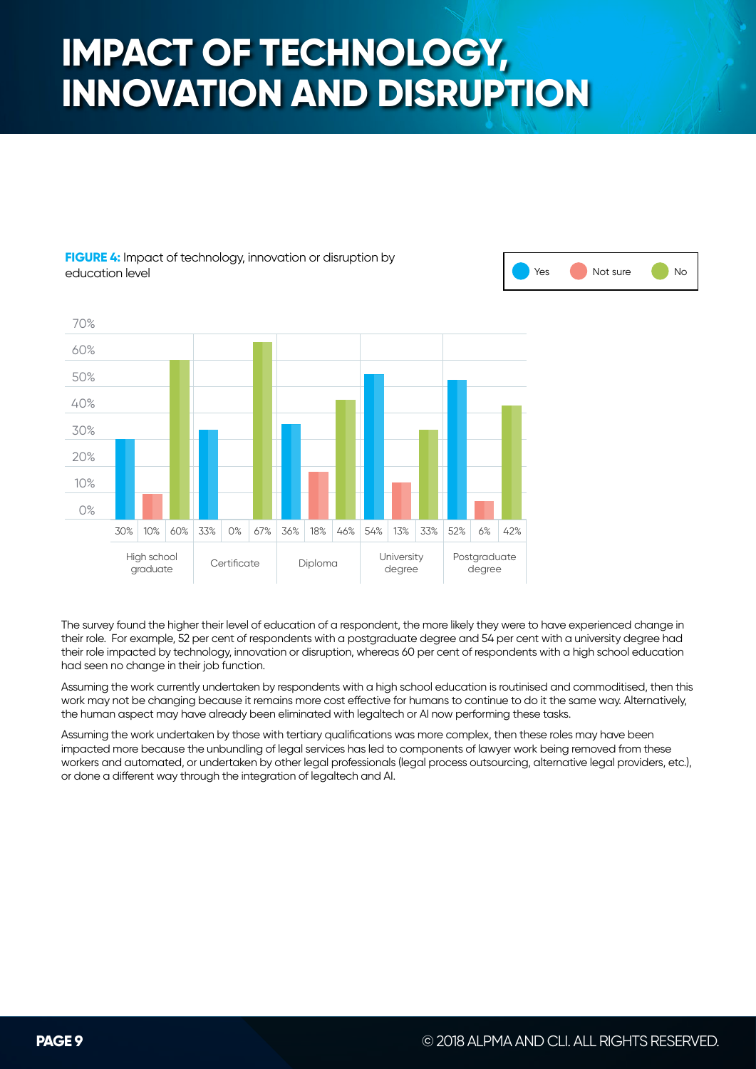# IMPACT OF TECHNOLOGY, INNOVATION AND DISRUPTION

**FIGURE 4:** Impact of technology, innovation or disruption by education level

| | Yes | Not sure | No |
|---|---|---|---|
| High school graduate | 30% | 10% | 60% |
| Certificate | 33% | 0% | 67% |
| Diploma | 36% | 18% | 46% |
| University degree | 54% | 13% | 33% |
| Postgraduate degree | 52% | 6% | 42% |

The survey found the higher their level of education of a respondent, the more likely they were to have experienced change in their role. For example, 52 per cent of respondents with a postgraduate degree and 54 per cent with a university degree had their role impacted by technology, innovation or disruption, whereas 60 per cent of respondents with a high school education had seen no change in their job function.

Assuming the work currently undertaken by respondents with a high school education is routinised and commoditised, then this work may not be changing because it remains more cost effective for humans to continue to do it the same way. Alternatively, the human aspect may have already been eliminated with legaltech or AI now performing these tasks.

Assuming the work undertaken by those with tertiary qualifications was more complex, then these roles may have been impacted more because the unbundling of legal services has led to components of lawyer work being removed from these workers and automated, or undertaken by other legal professionals (legal process outsourcing, alternative legal providers, etc.), or done a different way through the integration of legaltech and AI.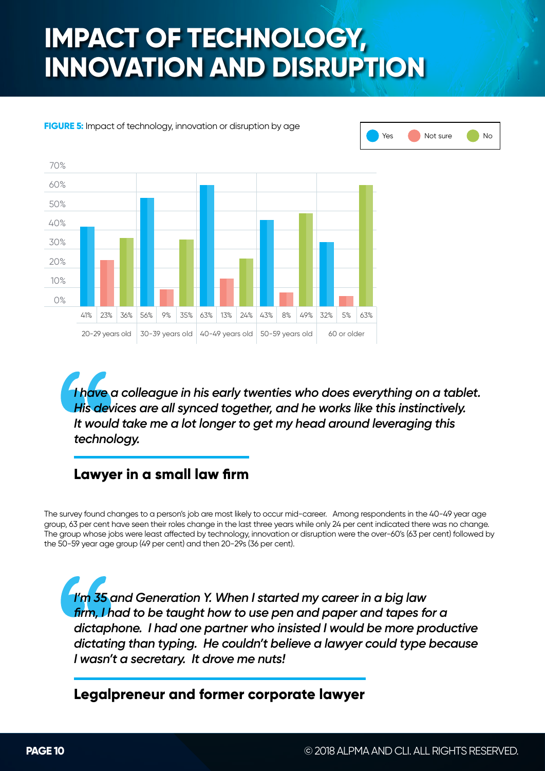# IMPACT OF TECHNOLOGY, INNOVATION AND DISRUPTION

**FIGURE 5:** Impact of technology, innovation or disruption by age

| | Yes | Not sure | No |
|---|---|---|---|
| 20-29 years old | 41% | 23% | 36% |
| 30-39 years old | 56% | 9% | 35% |
| 40-49 years old | 63% | 13% | 24% |
| 50-59 years old | 43% | 8% | 49% |
| 60 or older | 32% | 5% | 63% |

> *I have a colleague in his early twenties who does everything on a tablet. His devices are all synced together, and he works like this instinctively. It would take me a lot longer to get my head around leveraging this technology.*

**Lawyer in a small law firm**

The survey found changes to a person's job are most likely to occur mid-career. Among respondents in the 40-49 year age group, 63 per cent have seen their roles change in the last three years while only 24 per cent indicated there was no change. The group whose jobs were least affected by technology, innovation or disruption were the over-60's (63 per cent) followed by the 50-59 year age group (49 per cent) and then 20-29s (36 per cent).

> *I'm 35 and Generation Y. When I started my career in a big law firm, I had to be taught how to use pen and paper and tapes for a dictaphone. I had one partner who insisted I would be more productive dictating than typing. He couldn't believe a lawyer could type because I wasn't a secretary. It drove me nuts!*

**Legalpreneur and former corporate lawyer**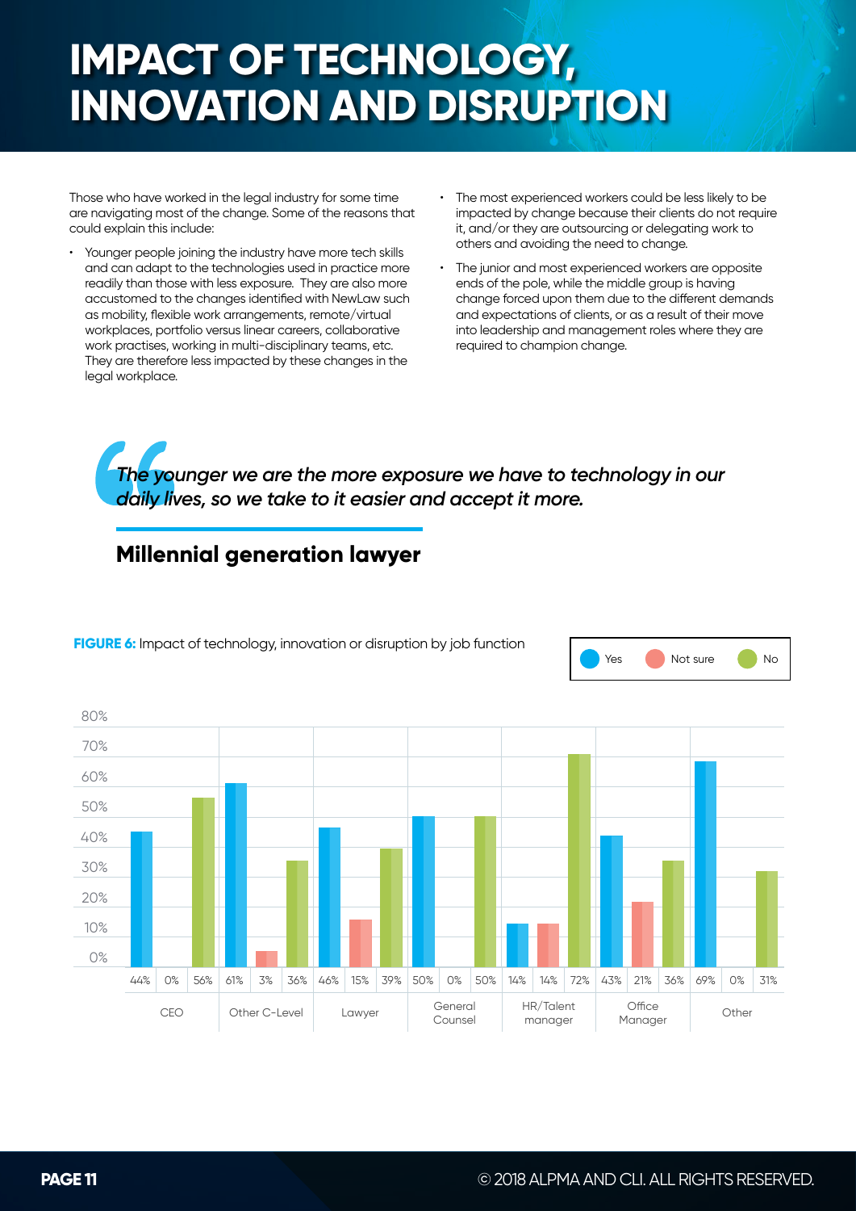# IMPACT OF TECHNOLOGY, INNOVATION AND DISRUPTION

Those who have worked in the legal industry for some time are navigating most of the change. Some of the reasons that could explain this include:

- Younger people joining the industry have more tech skills and can adapt to the technologies used in practice more readily than those with less exposure. They are also more accustomed to the changes identified with NewLaw such as mobility, flexible work arrangements, remote/virtual workplaces, portfolio versus linear careers, collaborative work practises, working in multi-disciplinary teams, etc. They are therefore less impacted by these changes in the legal workplace.
- The most experienced workers could be less likely to be impacted by change because their clients do not require it, and/or they are outsourcing or delegating work to others and avoiding the need to change.
- The junior and most experienced workers are opposite ends of the pole, while the middle group is having change forced upon them due to the different demands and expectations of clients, or as a result of their move into leadership and management roles where they are required to champion change.

> *The younger we are the more exposure we have to technology in our daily lives, so we take to it easier and accept it more.*
>
> **Millennial generation lawyer**

**FIGURE 6:** Impact of technology, innovation or disruption by job function

| Job function | Yes | Not sure | No |
|---|---|---|---|
| CEO | 44% | 0% | 56% |
| Other C-Level | 61% | 3% | 36% |
| Lawyer | 46% | 15% | 39% |
| General Counsel | 50% | 0% | 50% |
| HR/Talent manager | 14% | 14% | 72% |
| Office Manager | 43% | 21% | 36% |
| Other | 69% | 0% | 31% |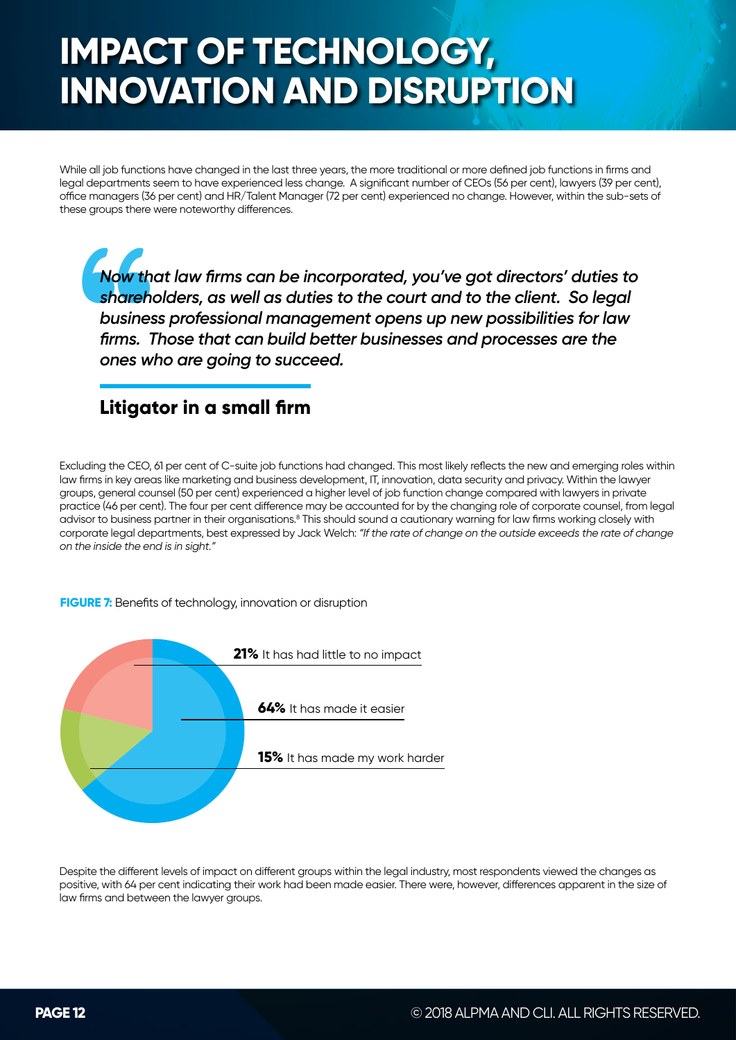# IMPACT OF TECHNOLOGY, INNOVATION AND DISRUPTION

While all job functions have changed in the last three years, the more traditional or more defined job functions in firms and legal departments seem to have experienced less change. A significant number of CEOs (56 per cent), lawyers (39 per cent), office managers (36 per cent) and HR/Talent Manager (72 per cent) experienced no change. However, within the sub-sets of these groups there were noteworthy differences.

> *Now that law firms can be incorporated, you've got directors' duties to shareholders, as well as duties to the court and to the client. So legal business professional management opens up new possibilities for law firms. Those that can build better businesses and processes are the ones who are going to succeed.*
>
> **Litigator in a small firm**

Excluding the CEO, 61 per cent of C-suite job functions had changed. This most likely reflects the new and emerging roles within law firms in key areas like marketing and business development, IT, innovation, data security and privacy. Within the lawyer groups, general counsel (50 per cent) experienced a higher level of job function change compared with lawyers in private practice (46 per cent). The four per cent difference may be accounted for by the changing role of corporate counsel, from legal advisor to business partner in their organisations.[8] This should sound a cautionary warning for law firms working closely with corporate legal departments, best expressed by Jack Welch: *"If the rate of change on the outside exceeds the rate of change on the inside the end is in sight."*

**FIGURE 7:** Benefits of technology, innovation or disruption

- **21%** It has had little to no impact
- **64%** It has made it easier
- **15%** It has made my work harder

Despite the different levels of impact on different groups within the legal industry, most respondents viewed the changes as positive, with 64 per cent indicating their work had been made easier. There were, however, differences apparent in the size of law firms and between the lawyer groups.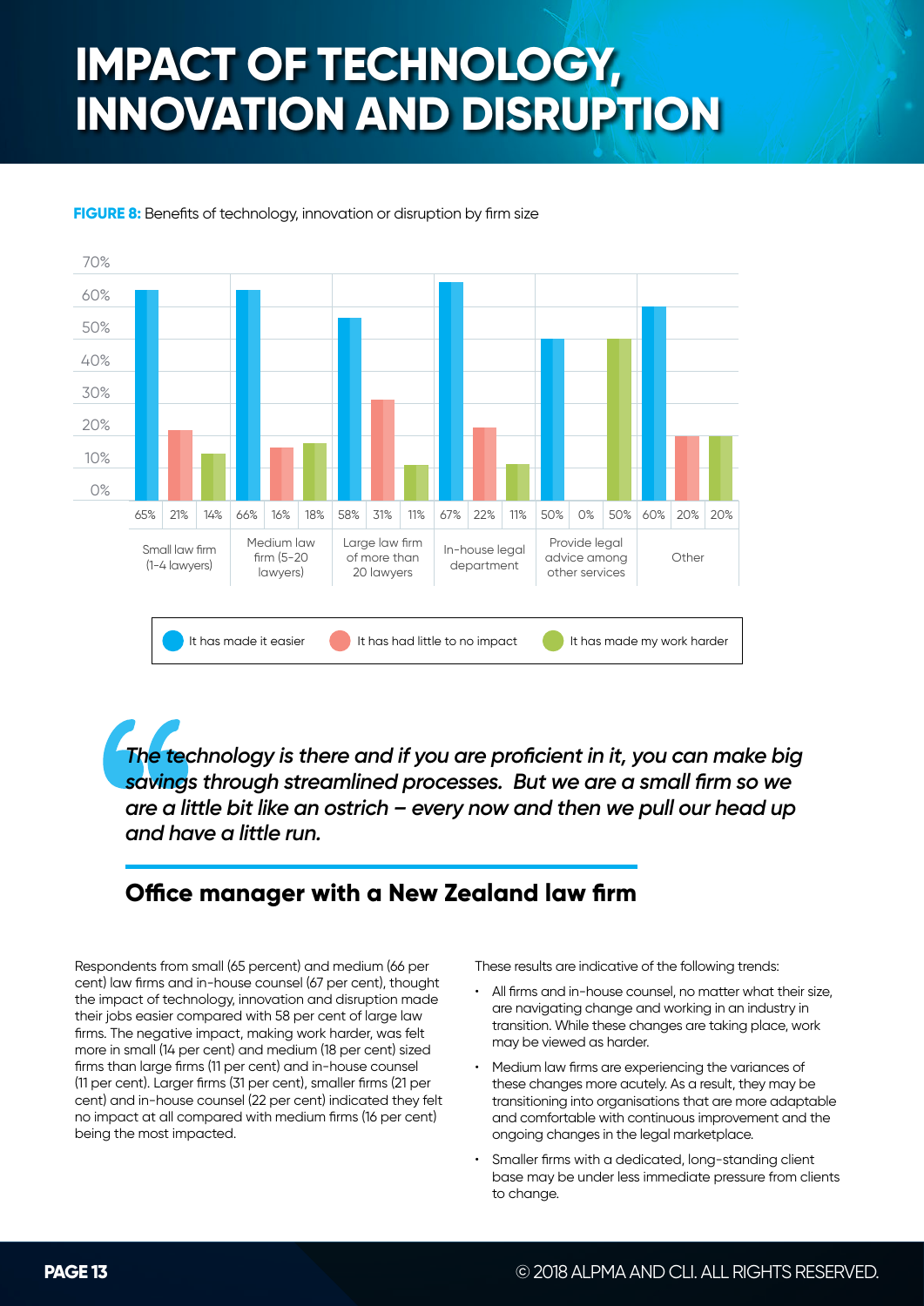# IMPACT OF TECHNOLOGY, INNOVATION AND DISRUPTION

**FIGURE 8:** Benefits of technology, innovation or disruption by firm size

| | It has made it easier | It has had little to no impact | It has made my work harder |
|---|---|---|---|
| Small law firm (1-4 lawyers) | 65% | 21% | 14% |
| Medium law firm (5-20 lawyers) | 66% | 16% | 18% |
| Large law firm of more than 20 lawyers | 58% | 31% | 11% |
| In-house legal department | 67% | 22% | 11% |
| Provide legal advice among other services | 50% | 0% | 50% |
| Other | 60% | 20% | 20% |

> *The technology is there and if you are proficient in it, you can make big savings through streamlined processes. But we are a small firm so we are a little bit like an ostrich – every now and then we pull our head up and have a little run.*

## Office manager with a New Zealand law firm

Respondents from small (65 percent) and medium (66 per cent) law firms and in-house counsel (67 per cent), thought the impact of technology, innovation and disruption made their jobs easier compared with 58 per cent of large law firms. The negative impact, making work harder, was felt more in small (14 per cent) and medium (18 per cent) sized firms than large firms (11 per cent) and in-house counsel (11 per cent). Larger firms (31 per cent), smaller firms (21 per cent) and in-house counsel (22 per cent) indicated they felt no impact at all compared with medium firms (16 per cent) being the most impacted.

These results are indicative of the following trends:

- All firms and in-house counsel, no matter what their size, are navigating change and working in an industry in transition. While these changes are taking place, work may be viewed as harder.
- Medium law firms are experiencing the variances of these changes more acutely. As a result, they may be transitioning into organisations that are more adaptable and comfortable with continuous improvement and the ongoing changes in the legal marketplace.
- Smaller firms with a dedicated, long-standing client base may be under less immediate pressure from clients to change.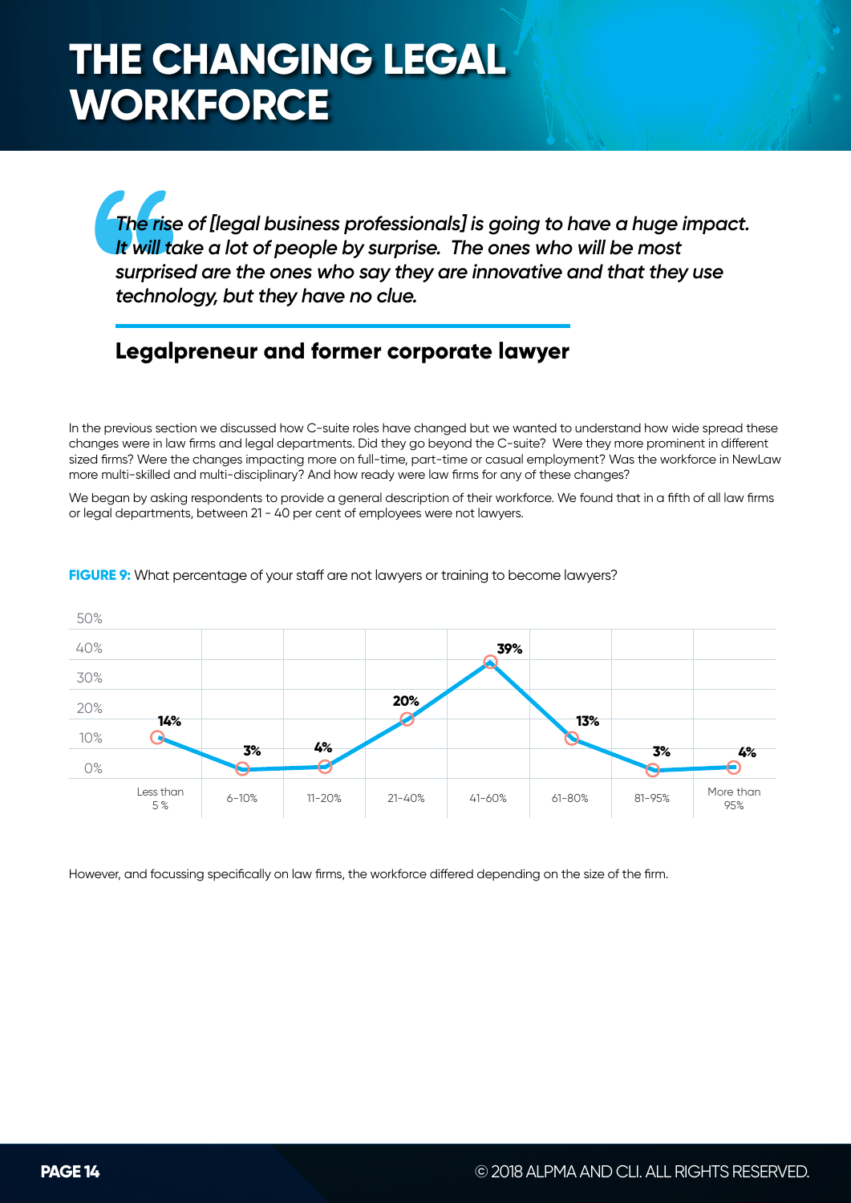# THE CHANGING LEGAL WORKFORCE

> *The rise of [legal business professionals] is going to have a huge impact. It will take a lot of people by surprise. The ones who will be most surprised are the ones who say they are innovative and that they use technology, but they have no clue.*

**Legalpreneur and former corporate lawyer**

In the previous section we discussed how C-suite roles have changed but we wanted to understand how wide spread these changes were in law firms and legal departments. Did they go beyond the C-suite? Were they more prominent in different sized firms? Were the changes impacting more on full-time, part-time or casual employment? Was the workforce in NewLaw more multi-skilled and multi-disciplinary? And how ready were law firms for any of these changes?

We began by asking respondents to provide a general description of their workforce. We found that in a fifth of all law firms or legal departments, between 21 - 40 per cent of employees were not lawyers.

**FIGURE 9:** What percentage of your staff are not lawyers or training to become lawyers?

| Less than 5 % | 6-10% | 11-20% | 21-40% | 41-60% | 61-80% | 81-95% | More than 95% |
|---|---|---|---|---|---|---|---|
| 14% | 3% | 4% | 20% | 39% | 13% | 3% | 4% |

However, and focussing specifically on law firms, the workforce differed depending on the size of the firm.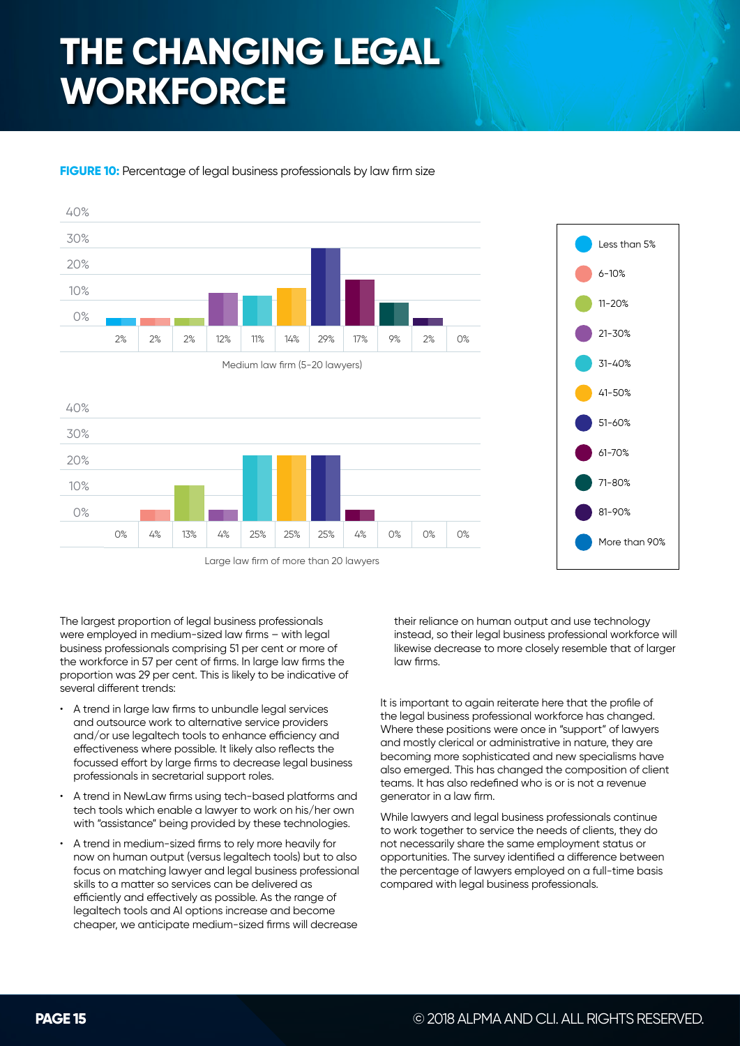# THE CHANGING LEGAL WORKFORCE

**FIGURE 10:** Percentage of legal business professionals by law firm size

| Law firm size | Less than 5% | 6–10% | 11–20% | 21–30% | 31–40% | 41–50% | 51–60% | 61–70% | 71–80% | 81–90% | More than 90% |
|---|---|---|---|---|---|---|---|---|---|---|---|
| Medium law firm (5-20 lawyers) | 2% | 2% | 2% | 12% | 11% | 14% | 29% | 17% | 9% | 2% | 0% |
| Large law firm of more than 20 lawyers | 0% | 4% | 13% | 4% | 25% | 25% | 25% | 4% | 0% | 0% | 0% |

The largest proportion of legal business professionals were employed in medium-sized law firms – with legal business professionals comprising 51 per cent or more of the workforce in 57 per cent of firms. In large law firms the proportion was 29 per cent. This is likely to be indicative of several different trends:

- A trend in large law firms to unbundle legal services and outsource work to alternative service providers and/or use legaltech tools to enhance efficiency and effectiveness where possible. It likely also reflects the focussed effort by large firms to decrease legal business professionals in secretarial support roles.
- A trend in NewLaw firms using tech-based platforms and tech tools which enable a lawyer to work on his/her own with "assistance" being provided by these technologies.
- A trend in medium-sized firms to rely more heavily for now on human output (versus legaltech tools) but to also focus on matching lawyer and legal business professional skills to a matter so services can be delivered as efficiently and effectively as possible. As the range of legaltech tools and AI options increase and become cheaper, we anticipate medium-sized firms will decrease their reliance on human output and use technology instead, so their legal business professional workforce will likewise decrease to more closely resemble that of larger law firms.

It is important to again reiterate here that the profile of the legal business professional workforce has changed. Where these positions were once in "support" of lawyers and mostly clerical or administrative in nature, they are becoming more sophisticated and new specialisms have also emerged. This has changed the composition of client teams. It has also redefined who is or is not a revenue generator in a law firm.

While lawyers and legal business professionals continue to work together to service the needs of clients, they do not necessarily share the same employment status or opportunities. The survey identified a difference between the percentage of lawyers employed on a full-time basis compared with legal business professionals.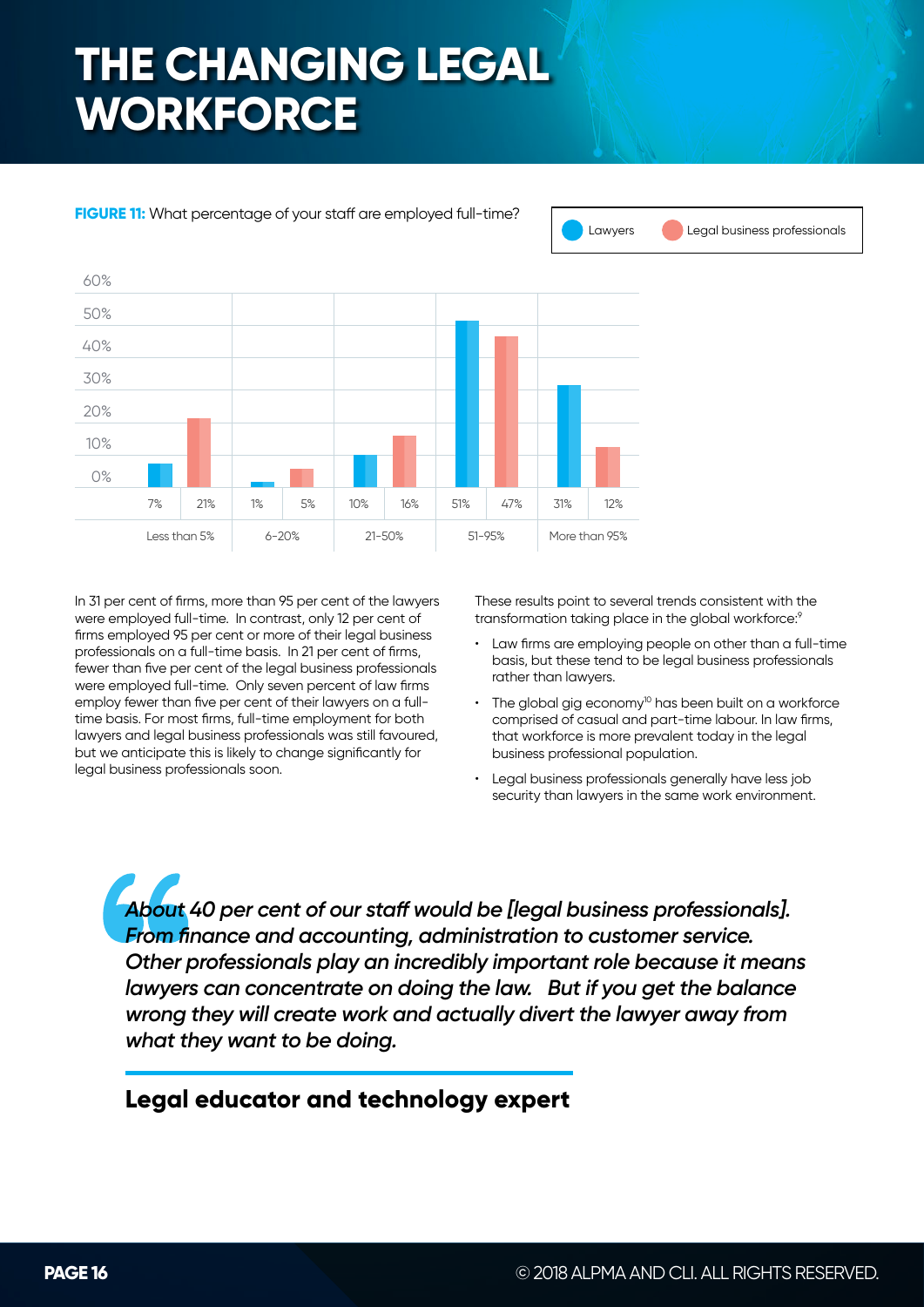# THE CHANGING LEGAL WORKFORCE

**FIGURE 11:** What percentage of your staff are employed full-time?

| | Lawyers | Legal business professionals |
|---|---|---|
| Less than 5% | 7% | 21% |
| 6-20% | 1% | 5% |
| 21-50% | 10% | 16% |
| 51-95% | 51% | 47% |
| More than 95% | 31% | 12% |

In 31 per cent of firms, more than 95 per cent of the lawyers were employed full-time. In contrast, only 12 per cent of firms employed 95 per cent or more of their legal business professionals on a full-time basis. In 21 per cent of firms, fewer than five per cent of the legal business professionals were employed full-time. Only seven percent of law firms employ fewer than five per cent of their lawyers on a full-time basis. For most firms, full-time employment for both lawyers and legal business professionals was still favoured, but we anticipate this is likely to change significantly for legal business professionals soon.

These results point to several trends consistent with the transformation taking place in the global workforce:[9]

- Law firms are employing people on other than a full-time basis, but these tend to be legal business professionals rather than lawyers.
- The global gig economy[10] has been built on a workforce comprised of casual and part-time labour. In law firms, that workforce is more prevalent today in the legal business professional population.
- Legal business professionals generally have less job security than lawyers in the same work environment.

> *About 40 per cent of our staff would be [legal business professionals]. From finance and accounting, administration to customer service. Other professionals play an incredibly important role because it means lawyers can concentrate on doing the law. But if you get the balance wrong they will create work and actually divert the lawyer away from what they want to be doing.*
>
> **Legal educator and technology expert**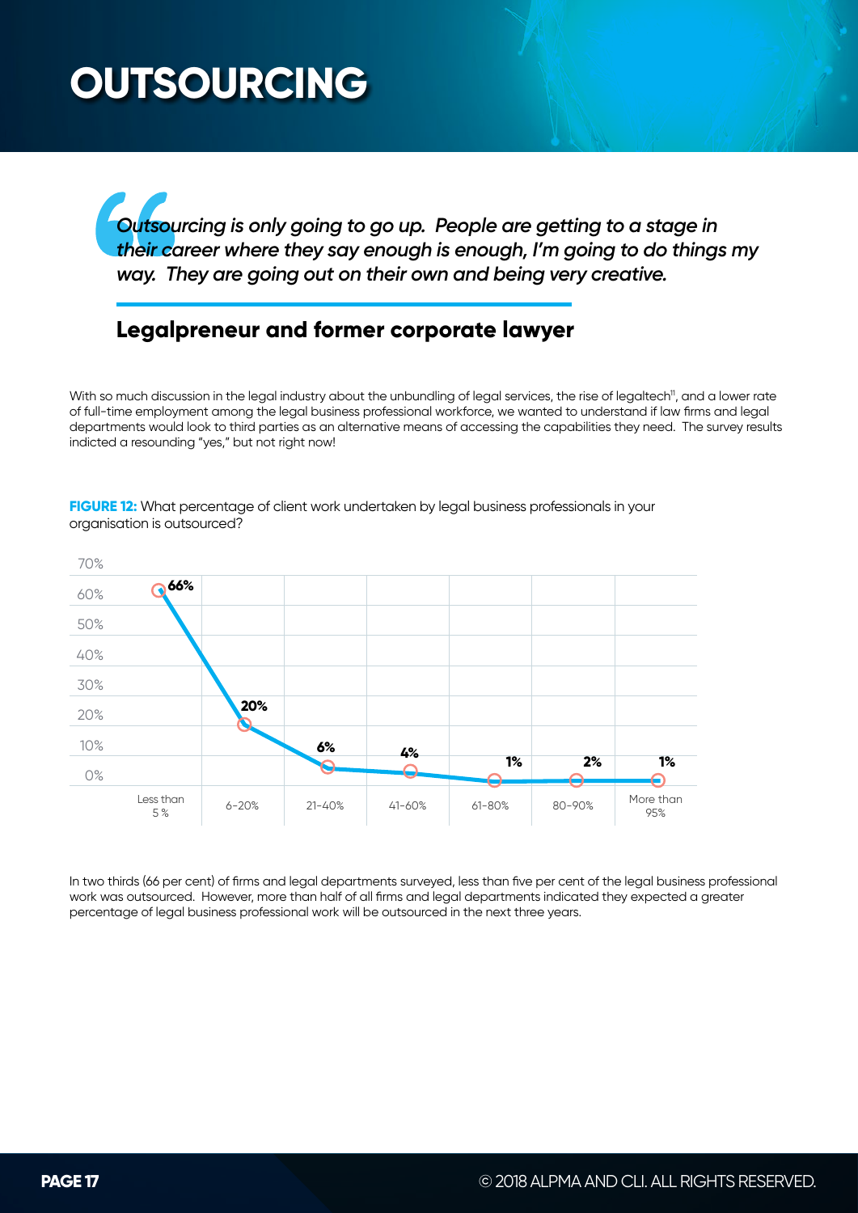# OUTSOURCING

> *Outsourcing is only going to go up. People are getting to a stage in their career where they say enough is enough, I'm going to do things my way. They are going out on their own and being very creative.*

## Legalpreneur and former corporate lawyer

With so much discussion in the legal industry about the unbundling of legal services, the rise of legaltech[11], and a lower rate of full-time employment among the legal business professional workforce, we wanted to understand if law firms and legal departments would look to third parties as an alternative means of accessing the capabilities they need. The survey results indicted a resounding "yes," but not right now!

**FIGURE 12:** What percentage of client work undertaken by legal business professionals in your organisation is outsourced?

| Percentage outsourced | Respondents |
|---|---|
| Less than 5 % | 66% |
| 6-20% | 20% |
| 21-40% | 6% |
| 41-60% | 4% |
| 61-80% | 1% |
| 80-90% | 2% |
| More than 95% | 1% |

In two thirds (66 per cent) of firms and legal departments surveyed, less than five per cent of the legal business professional work was outsourced. However, more than half of all firms and legal departments indicated they expected a greater percentage of legal business professional work will be outsourced in the next three years.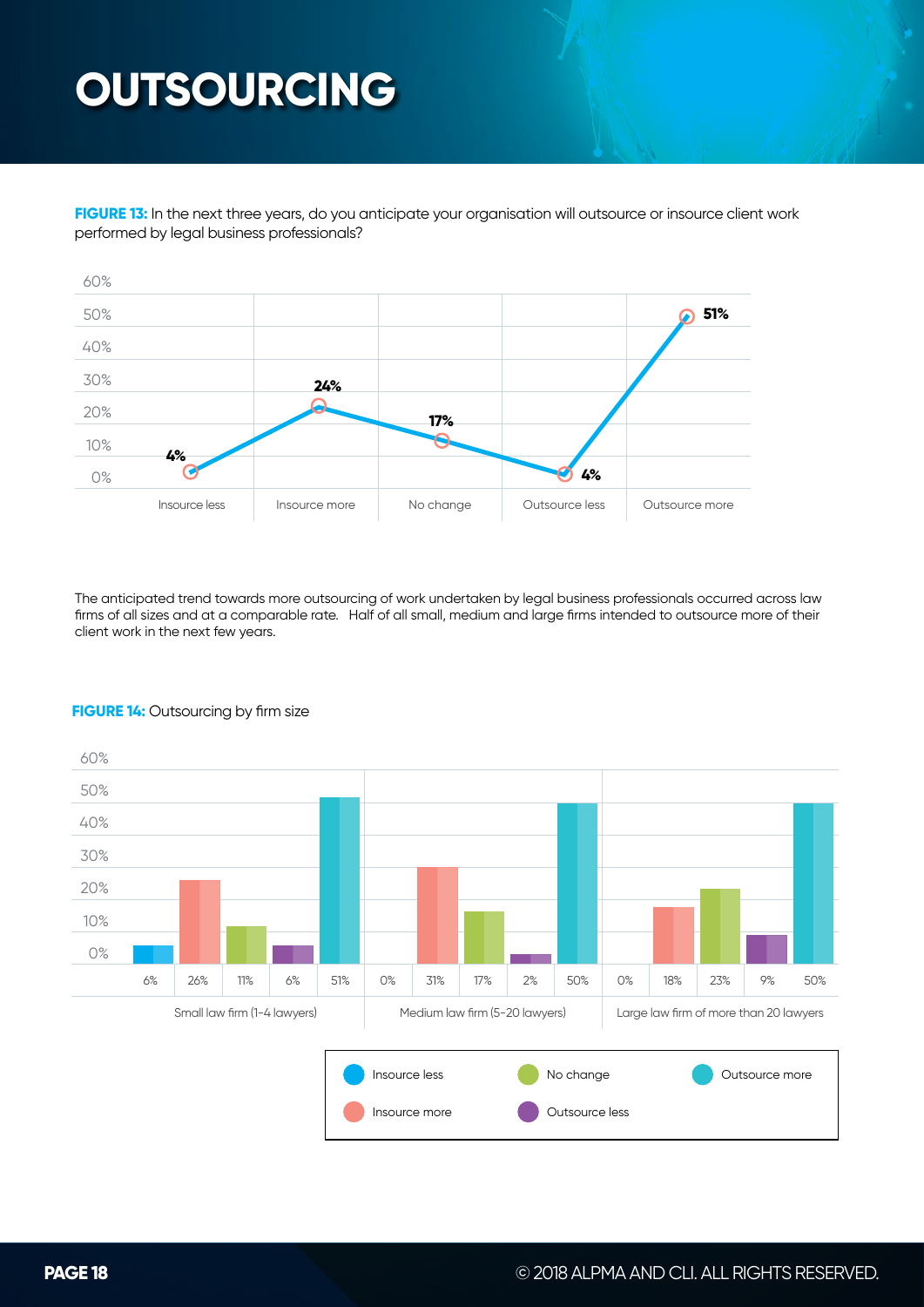# OUTSOURCING

**FIGURE 13:** In the next three years, do you anticipate your organisation will outsource or insource client work performed by legal business professionals?

| Insource less | Insource more | No change | Outsource less | Outsource more |
|---|---|---|---|---|
| 4% | 24% | 17% | 4% | 51% |

The anticipated trend towards more outsourcing of work undertaken by legal business professionals occurred across law firms of all sizes and at a comparable rate. Half of all small, medium and large firms intended to outsource more of their client work in the next few years.

**FIGURE 14:** Outsourcing by firm size

| | Insource less | Insource more | No change | Outsource less | Outsource more |
|---|---|---|---|---|---|
| Small law firm (1-4 lawyers) | 6% | 26% | 11% | 6% | 51% |
| Medium law firm (5-20 lawyers) | 0% | 31% | 17% | 2% | 50% |
| Large law firm of more than 20 lawyers | 0% | 18% | 23% | 9% | 50% |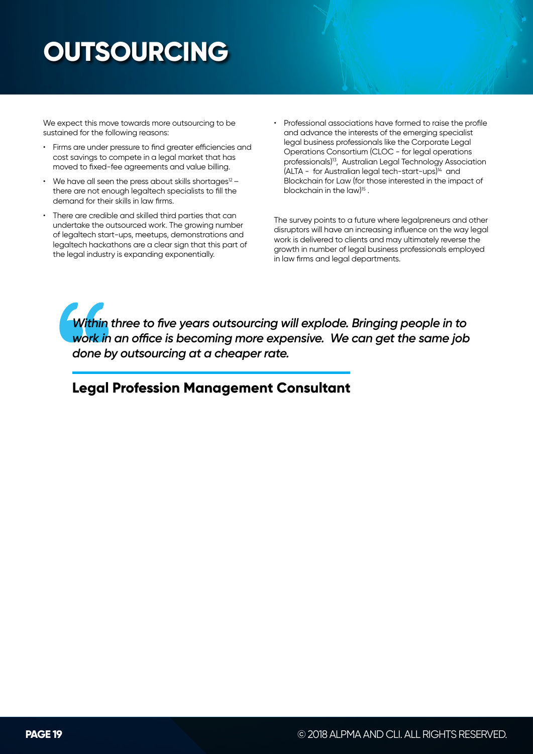# OUTSOURCING

We expect this move towards more outsourcing to be sustained for the following reasons:

- Firms are under pressure to find greater efficiencies and cost savings to compete in a legal market that has moved to fixed-fee agreements and value billing.
- We have all seen the press about skills shortages[12] – there are not enough legaltech specialists to fill the demand for their skills in law firms.
- There are credible and skilled third parties that can undertake the outsourced work. The growing number of legaltech start-ups, meetups, demonstrations and legaltech hackathons are a clear sign that this part of the legal industry is expanding exponentially.
- Professional associations have formed to raise the profile and advance the interests of the emerging specialist legal business professionals like the Corporate Legal Operations Consortium (CLOC - for legal operations professionals)[13], Australian Legal Technology Association (ALTA - for Australian legal tech-start-ups)[14] and Blockchain for Law (for those interested in the impact of blockchain in the law)[15] .

The survey points to a future where legalpreneurs and other disruptors will have an increasing influence on the way legal work is delivered to clients and may ultimately reverse the growth in number of legal business professionals employed in law firms and legal departments.

> ***Within three to five years outsourcing will explode. Bringing people in to work in an office is becoming more expensive. We can get the same job done by outsourcing at a cheaper rate.***
>
> **Legal Profession Management Consultant**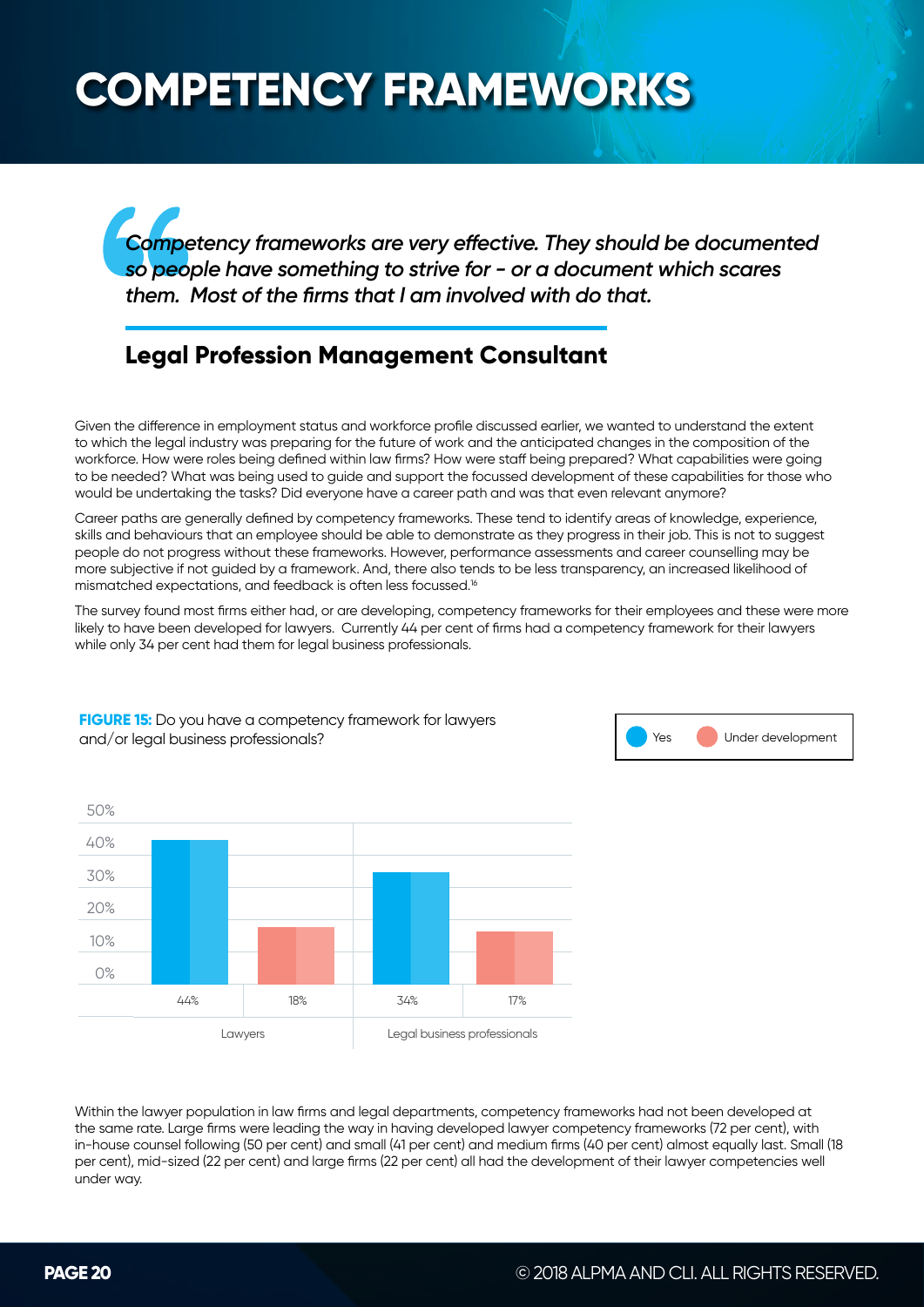# COMPETENCY FRAMEWORKS

> *Competency frameworks are very effective. They should be documented so people have something to strive for - or a document which scares them. Most of the firms that I am involved with do that.*

**Legal Profession Management Consultant**

Given the difference in employment status and workforce profile discussed earlier, we wanted to understand the extent to which the legal industry was preparing for the future of work and the anticipated changes in the composition of the workforce. How were roles being defined within law firms? How were staff being prepared? What capabilities were going to be needed? What was being used to guide and support the focussed development of these capabilities for those who would be undertaking the tasks? Did everyone have a career path and was that even relevant anymore?

Career paths are generally defined by competency frameworks. These tend to identify areas of knowledge, experience, skills and behaviours that an employee should be able to demonstrate as they progress in their job. This is not to suggest people do not progress without these frameworks. However, performance assessments and career counselling may be more subjective if not guided by a framework. And, there also tends to be less transparency, an increased likelihood of mismatched expectations, and feedback is often less focussed.[16]

The survey found most firms either had, or are developing, competency frameworks for their employees and these were more likely to have been developed for lawyers. Currently 44 per cent of firms had a competency framework for their lawyers while only 34 per cent had them for legal business professionals.

**FIGURE 15:** Do you have a competency framework for lawyers and/or legal business professionals?

| | Yes | Under development |
|---|---|---|
| Lawyers | 44% | 18% |
| Legal business professionals | 34% | 17% |

Within the lawyer population in law firms and legal departments, competency frameworks had not been developed at the same rate. Large firms were leading the way in having developed lawyer competency frameworks (72 per cent), with in-house counsel following (50 per cent) and small (41 per cent) and medium firms (40 per cent) almost equally last. Small (18 per cent), mid-sized (22 per cent) and large firms (22 per cent) all had the development of their lawyer competencies well under way.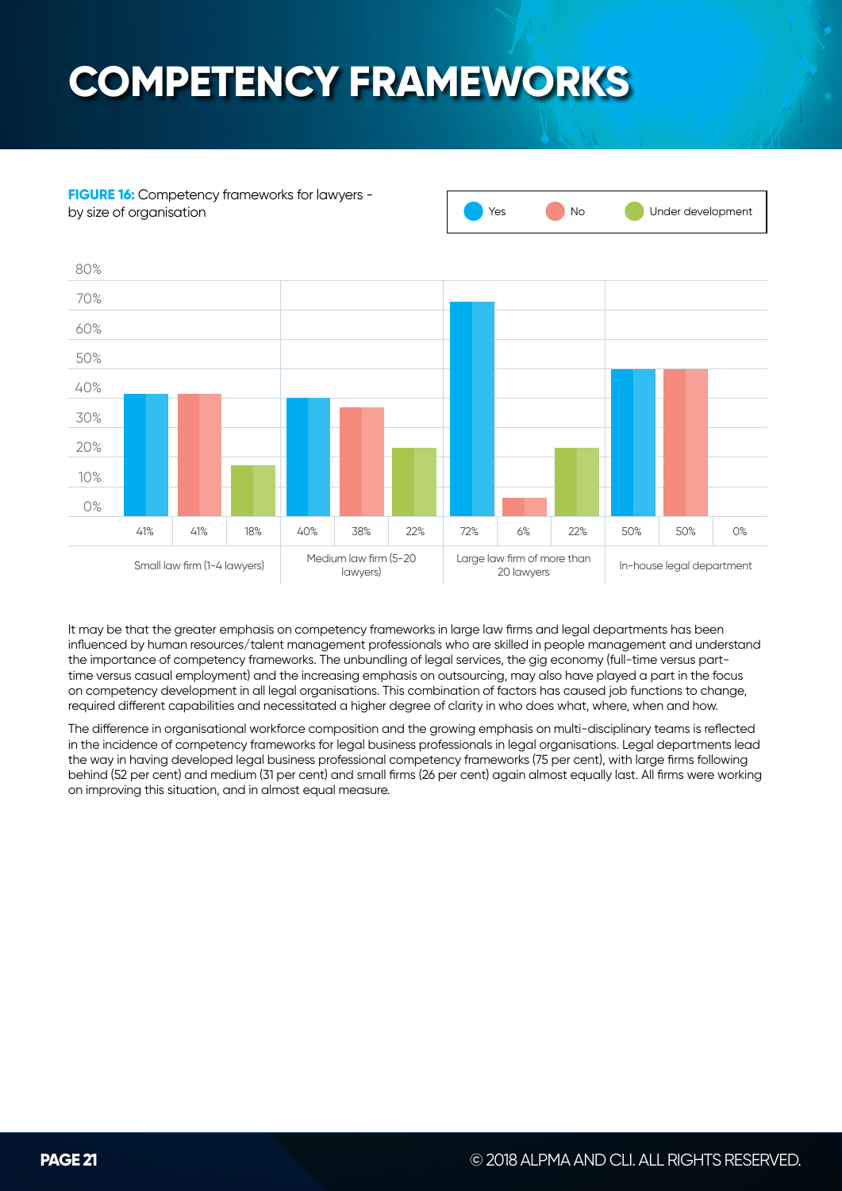# COMPETENCY FRAMEWORKS

**FIGURE 16:** Competency frameworks for lawyers - by size of organisation

| | Yes | No | Under development |
|---|---|---|---|
| Small law firm (1-4 lawyers) | 41% | 41% | 18% |
| Medium law firm (5-20 lawyers) | 40% | 38% | 22% |
| Large law firm of more than 20 lawyers | 72% | 6% | 22% |
| In-house legal department | 50% | 50% | 0% |

It may be that the greater emphasis on competency frameworks in large law firms and legal departments has been influenced by human resources/talent management professionals who are skilled in people management and understand the importance of competency frameworks. The unbundling of legal services, the gig economy (full-time versus part-time versus casual employment) and the increasing emphasis on outsourcing, may also have played a part in the focus on competency development in all legal organisations. This combination of factors has caused job functions to change, required different capabilities and necessitated a higher degree of clarity in who does what, where, when and how.

The difference in organisational workforce composition and the growing emphasis on multi-disciplinary teams is reflected in the incidence of competency frameworks for legal business professionals in legal organisations. Legal departments lead the way in having developed legal business professional competency frameworks (75 per cent), with large firms following behind (52 per cent) and medium (31 per cent) and small firms (26 per cent) again almost equally last. All firms were working on improving this situation, and in almost equal measure.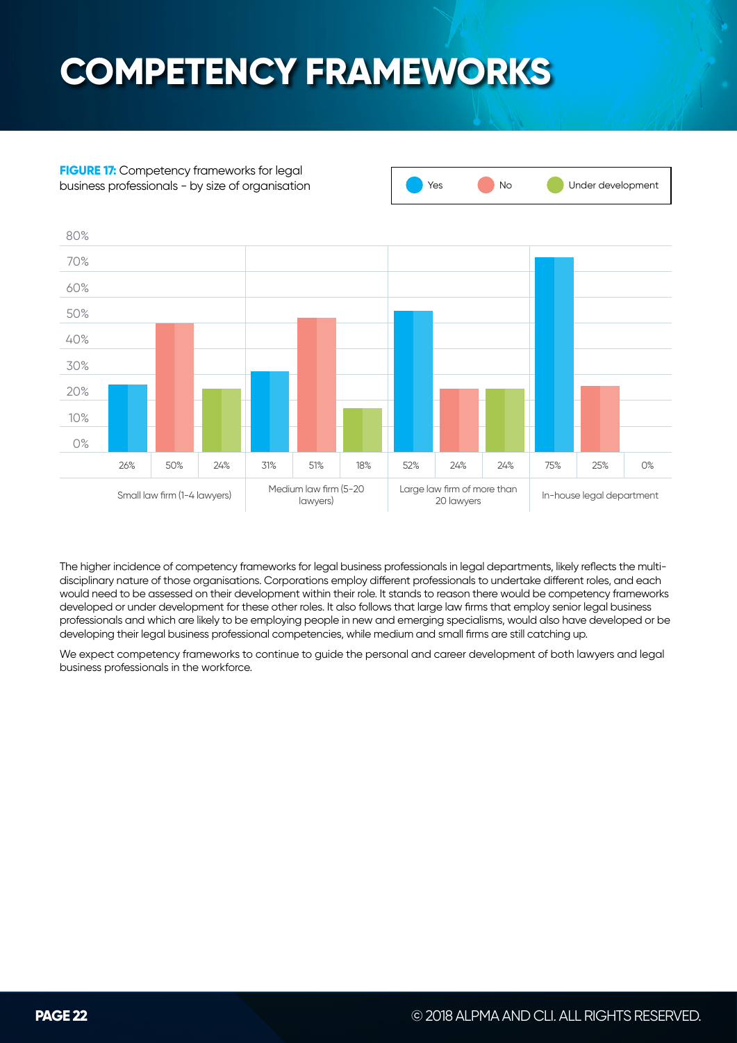# COMPETENCY FRAMEWORKS

**FIGURE 17:** Competency frameworks for legal business professionals - by size of organisation

| | Yes | No | Under development |
|---|---|---|---|
| Small law firm (1-4 lawyers) | 26% | 50% | 24% |
| Medium law firm (5-20 lawyers) | 31% | 51% | 18% |
| Large law firm of more than 20 lawyers | 52% | 24% | 24% |
| In-house legal department | 75% | 25% | 0% |

The higher incidence of competency frameworks for legal business professionals in legal departments, likely reflects the multi-disciplinary nature of those organisations. Corporations employ different professionals to undertake different roles, and each would need to be assessed on their development within their role. It stands to reason there would be competency frameworks developed or under development for these other roles. It also follows that large law firms that employ senior legal business professionals and which are likely to be employing people in new and emerging specialisms, would also have developed or be developing their legal business professional competencies, while medium and small firms are still catching up.

We expect competency frameworks to continue to guide the personal and career development of both lawyers and legal business professionals in the workforce.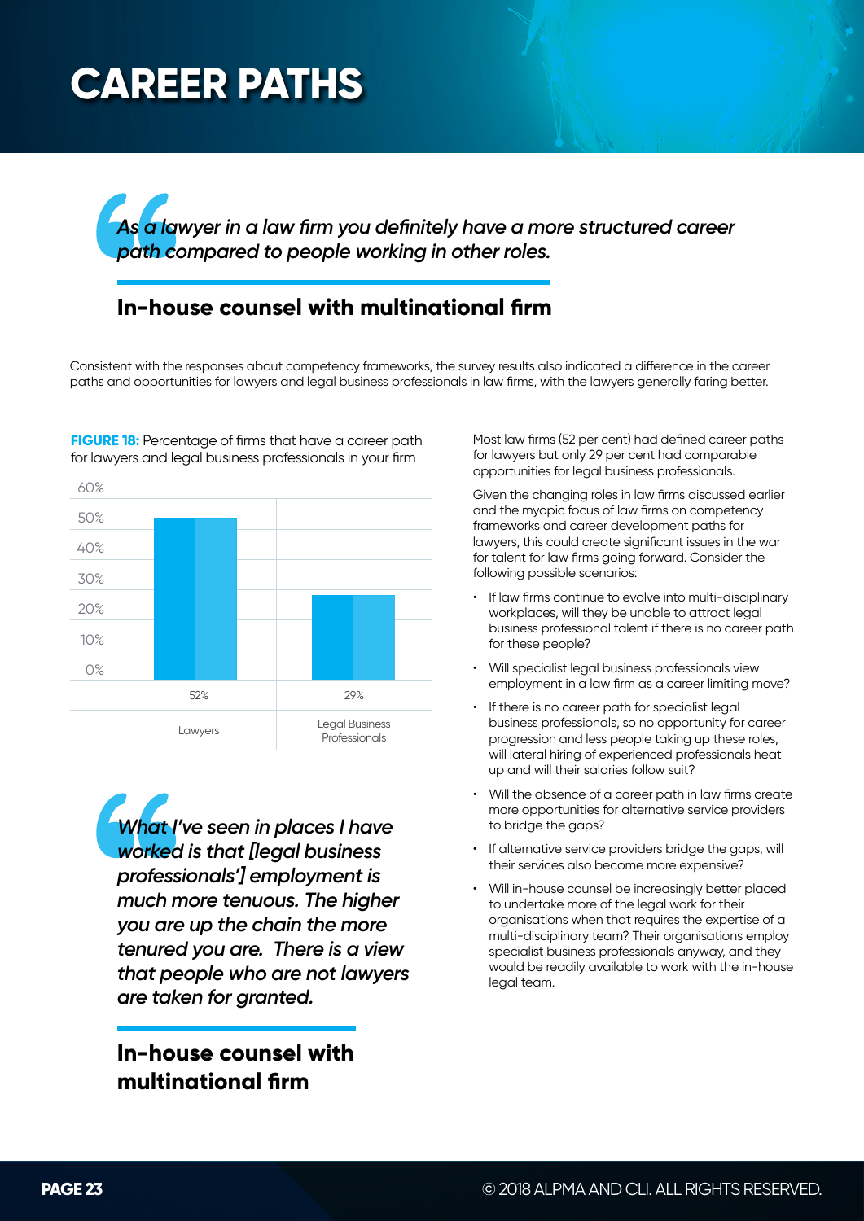# CAREER PATHS

> *As a lawyer in a law firm you definitely have a more structured career path compared to people working in other roles.*
>
> **In-house counsel with multinational firm**

Consistent with the responses about competency frameworks, the survey results also indicated a difference in the career paths and opportunities for lawyers and legal business professionals in law firms, with the lawyers generally faring better.

**FIGURE 18:** Percentage of firms that have a career path for lawyers and legal business professionals in your firm

| | Lawyers | Legal Business Professionals |
|---|---|---|
| Percentage | 52% | 29% |

> *What I've seen in places I have worked is that [legal business professionals'] employment is much more tenuous. The higher you are up the chain the more tenured you are. There is a view that people who are not lawyers are taken for granted.*
>
> **In-house counsel with multinational firm**

Most law firms (52 per cent) had defined career paths for lawyers but only 29 per cent had comparable opportunities for legal business professionals.

Given the changing roles in law firms discussed earlier and the myopic focus of law firms on competency frameworks and career development paths for lawyers, this could create significant issues in the war for talent for law firms going forward. Consider the following possible scenarios:

- If law firms continue to evolve into multi-disciplinary workplaces, will they be unable to attract legal business professional talent if there is no career path for these people?
- Will specialist legal business professionals view employment in a law firm as a career limiting move?
- If there is no career path for specialist legal business professionals, so no opportunity for career progression and less people taking up these roles, will lateral hiring of experienced professionals heat up and will their salaries follow suit?
- Will the absence of a career path in law firms create more opportunities for alternative service providers to bridge the gaps?
- If alternative service providers bridge the gaps, will their services also become more expensive?
- Will in-house counsel be increasingly better placed to undertake more of the legal work for their organisations when that requires the expertise of a multi-disciplinary team? Their organisations employ specialist business professionals anyway, and they would be readily available to work with the in-house legal team.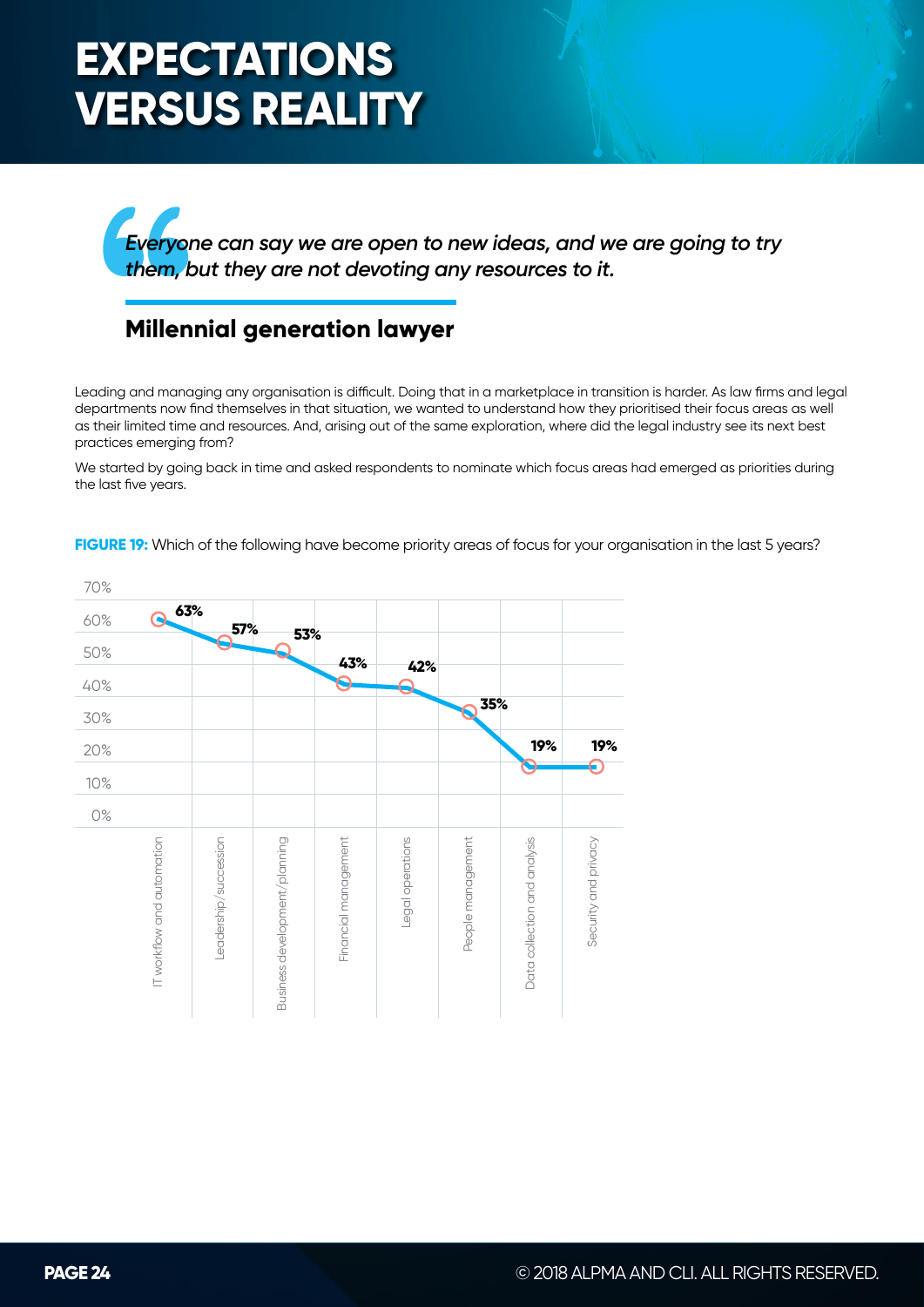# EXPECTATIONS VERSUS REALITY

> *Everyone can say we are open to new ideas, and we are going to try them, but they are not devoting any resources to it.*

**Millennial generation lawyer**

Leading and managing any organisation is difficult. Doing that in a marketplace in transition is harder. As law firms and legal departments now find themselves in that situation, we wanted to understand how they prioritised their focus areas as well as their limited time and resources. And, arising out of the same exploration, where did the legal industry see its next best practices emerging from?

We started by going back in time and asked respondents to nominate which focus areas had emerged as priorities during the last five years.

**FIGURE 19:** Which of the following have become priority areas of focus for your organisation in the last 5 years?

| Focus area | Percentage |
|---|---|
| IT workflow and automation | 63% |
| Leadership/succession | 57% |
| Business development/planning | 53% |
| Financial management | 43% |
| Legal operations | 42% |
| People management | 35% |
| Data collection and analysis | 19% |
| Security and privacy | 19% |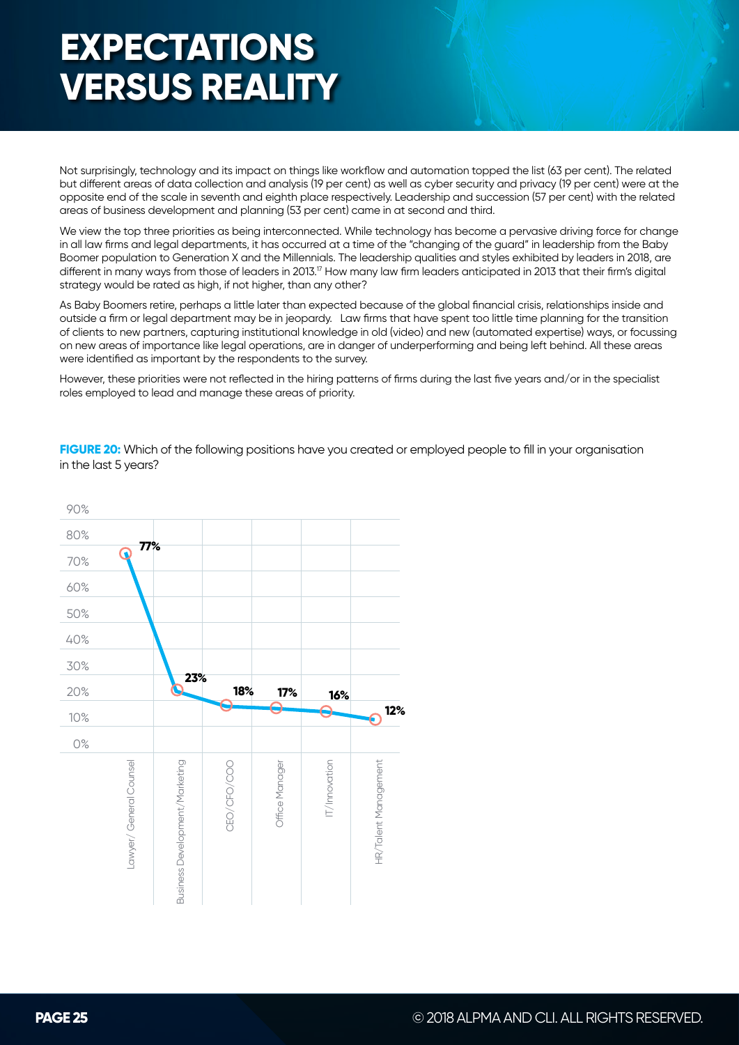# EXPECTATIONS VERSUS REALITY

Not surprisingly, technology and its impact on things like workflow and automation topped the list (63 per cent). The related but different areas of data collection and analysis (19 per cent) as well as cyber security and privacy (19 per cent) were at the opposite end of the scale in seventh and eighth place respectively. Leadership and succession (57 per cent) with the related areas of business development and planning (53 per cent) came in at second and third.

We view the top three priorities as being interconnected. While technology has become a pervasive driving force for change in all law firms and legal departments, it has occurred at a time of the "changing of the guard" in leadership from the Baby Boomer population to Generation X and the Millennials. The leadership qualities and styles exhibited by leaders in 2018, are different in many ways from those of leaders in 2013.[17] How many law firm leaders anticipated in 2013 that their firm's digital strategy would be rated as high, if not higher, than any other?

As Baby Boomers retire, perhaps a little later than expected because of the global financial crisis, relationships inside and outside a firm or legal department may be in jeopardy. Law firms that have spent too little time planning for the transition of clients to new partners, capturing institutional knowledge in old (video) and new (automated expertise) ways, or focussing on new areas of importance like legal operations, are in danger of underperforming and being left behind. All these areas were identified as important by the respondents to the survey.

However, these priorities were not reflected in the hiring patterns of firms during the last five years and/or in the specialist roles employed to lead and manage these areas of priority.

**FIGURE 20:** Which of the following positions have you created or employed people to fill in your organisation in the last 5 years?

| Position | Percentage |
|---|---|
| Lawyer/ General Counsel | 77% |
| Business Development/Marketing | 23% |
| CEO/CFO/COO | 18% |
| Office Manager | 17% |
| IT/Innovation | 16% |
| HR/Talent Management | 12% |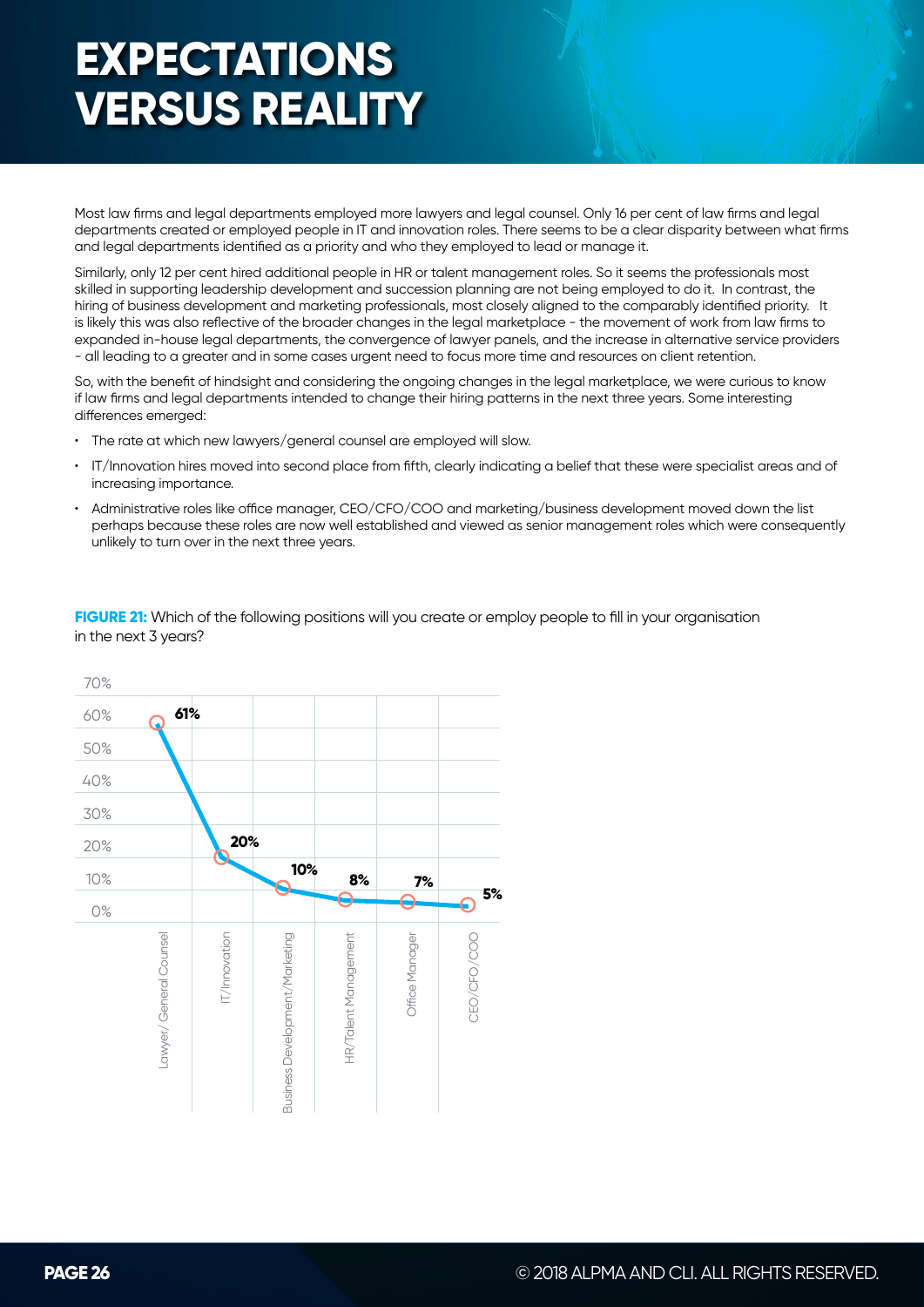# EXPECTATIONS VERSUS REALITY

Most law firms and legal departments employed more lawyers and legal counsel. Only 16 per cent of law firms and legal departments created or employed people in IT and innovation roles. There seems to be a clear disparity between what firms and legal departments identified as a priority and who they employed to lead or manage it.

Similarly, only 12 per cent hired additional people in HR or talent management roles. So it seems the professionals most skilled in supporting leadership development and succession planning are not being employed to do it. In contrast, the hiring of business development and marketing professionals, most closely aligned to the comparably identified priority. It is likely this was also reflective of the broader changes in the legal marketplace - the movement of work from law firms to expanded in-house legal departments, the convergence of lawyer panels, and the increase in alternative service providers - all leading to a greater and in some cases urgent need to focus more time and resources on client retention.

So, with the benefit of hindsight and considering the ongoing changes in the legal marketplace, we were curious to know if law firms and legal departments intended to change their hiring patterns in the next three years. Some interesting differences emerged:

- The rate at which new lawyers/general counsel are employed will slow.
- IT/Innovation hires moved into second place from fifth, clearly indicating a belief that these were specialist areas and of increasing importance.
- Administrative roles like office manager, CEO/CFO/COO and marketing/business development moved down the list perhaps because these roles are now well established and viewed as senior management roles which were consequently unlikely to turn over in the next three years.

**FIGURE 21:** Which of the following positions will you create or employ people to fill in your organisation in the next 3 years?

| Position | Percentage |
| --- | --- |
| Lawyer/ General Counsel | 61% |
| IT/Innovation | 20% |
| Business Development/Marketing | 10% |
| HR/Talent Management | 8% |
| Office Manager | 7% |
| CEO/CFO/COO | 5% |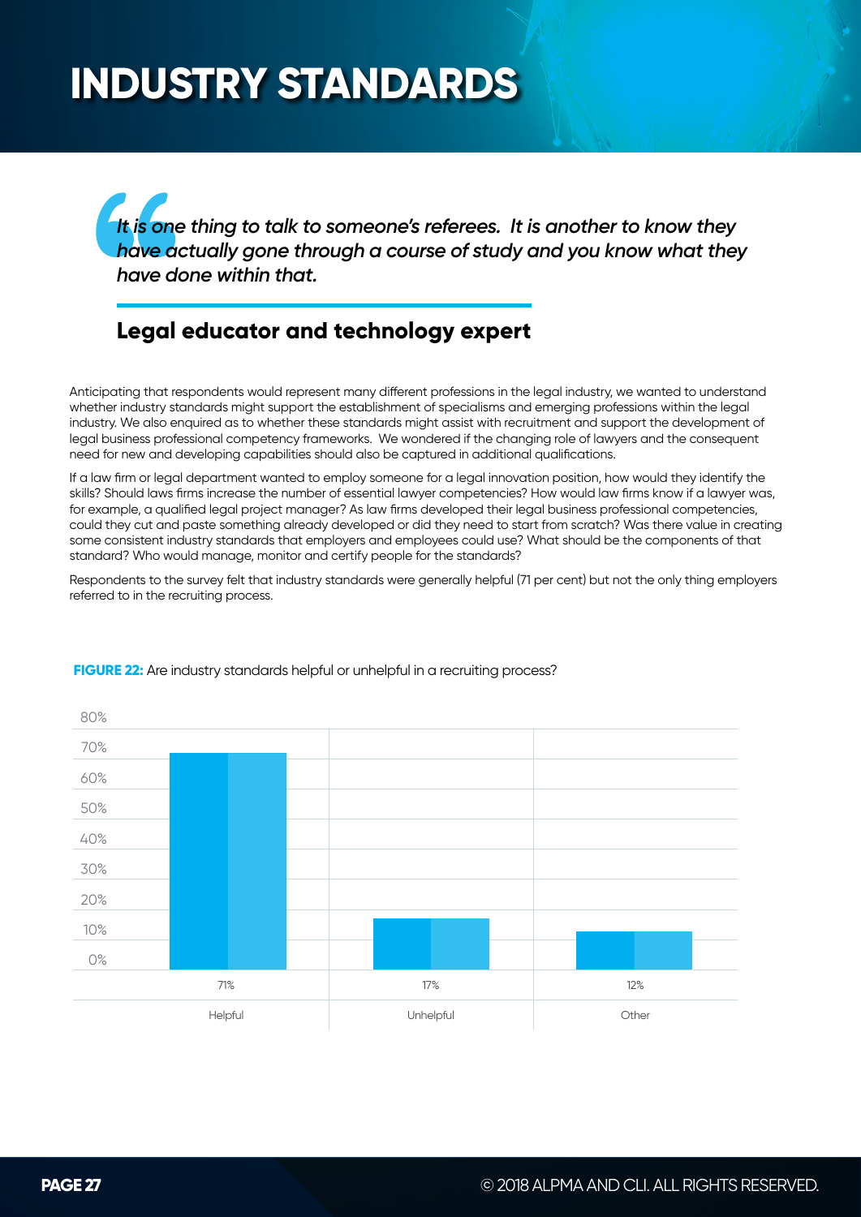# INDUSTRY STANDARDS

> *It is one thing to talk to someone's referees. It is another to know they have actually gone through a course of study and you know what they have done within that.*
>
> **Legal educator and technology expert**

Anticipating that respondents would represent many different professions in the legal industry, we wanted to understand whether industry standards might support the establishment of specialisms and emerging professions within the legal industry. We also enquired as to whether these standards might assist with recruitment and support the development of legal business professional competency frameworks. We wondered if the changing role of lawyers and the consequent need for new and developing capabilities should also be captured in additional qualifications.

If a law firm or legal department wanted to employ someone for a legal innovation position, how would they identify the skills? Should laws firms increase the number of essential lawyer competencies? How would law firms know if a lawyer was, for example, a qualified legal project manager? As law firms developed their legal business professional competencies, could they cut and paste something already developed or did they need to start from scratch? Was there value in creating some consistent industry standards that employers and employees could use? What should be the components of that standard? Who would manage, monitor and certify people for the standards?

Respondents to the survey felt that industry standards were generally helpful (71 per cent) but not the only thing employers referred to in the recruiting process.

**FIGURE 22:** Are industry standards helpful or unhelpful in a recruiting process?

| Helpful | Unhelpful | Other |
|---|---|---|
| 71% | 17% | 12% |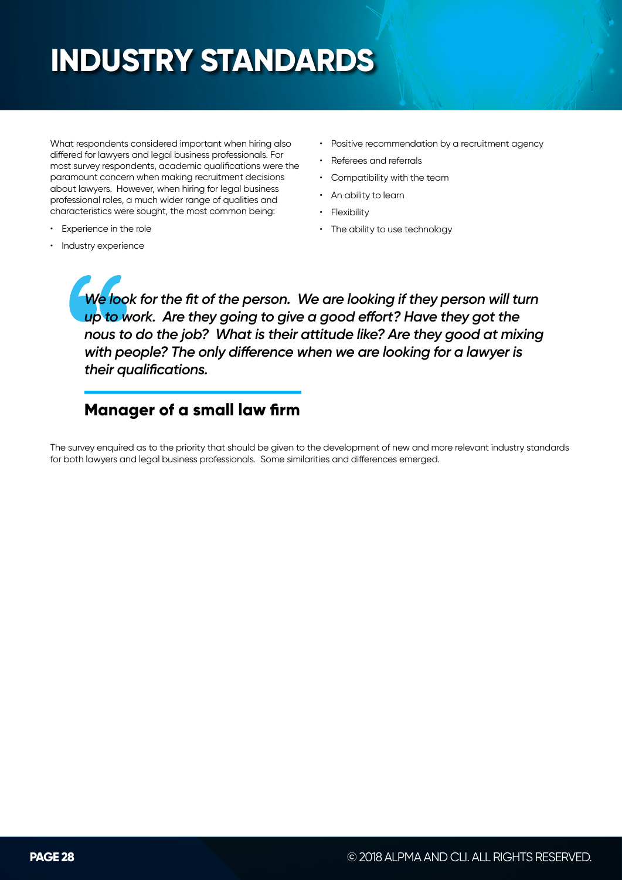# INDUSTRY STANDARDS

What respondents considered important when hiring also differed for lawyers and legal business professionals. For most survey respondents, academic qualifications were the paramount concern when making recruitment decisions about lawyers. However, when hiring for legal business professional roles, a much wider range of qualities and characteristics were sought, the most common being:

- Experience in the role
- Industry experience
- Positive recommendation by a recruitment agency
- Referees and referrals
- Compatibility with the team
- An ability to learn
- Flexibility
- The ability to use technology

> *We look for the fit of the person. We are looking if they person will turn up to work. Are they going to give a good effort? Have they got the nous to do the job? What is their attitude like? Are they good at mixing with people? The only difference when we are looking for a lawyer is their qualifications.*
>
> **Manager of a small law firm**

The survey enquired as to the priority that should be given to the development of new and more relevant industry standards for both lawyers and legal business professionals. Some similarities and differences emerged.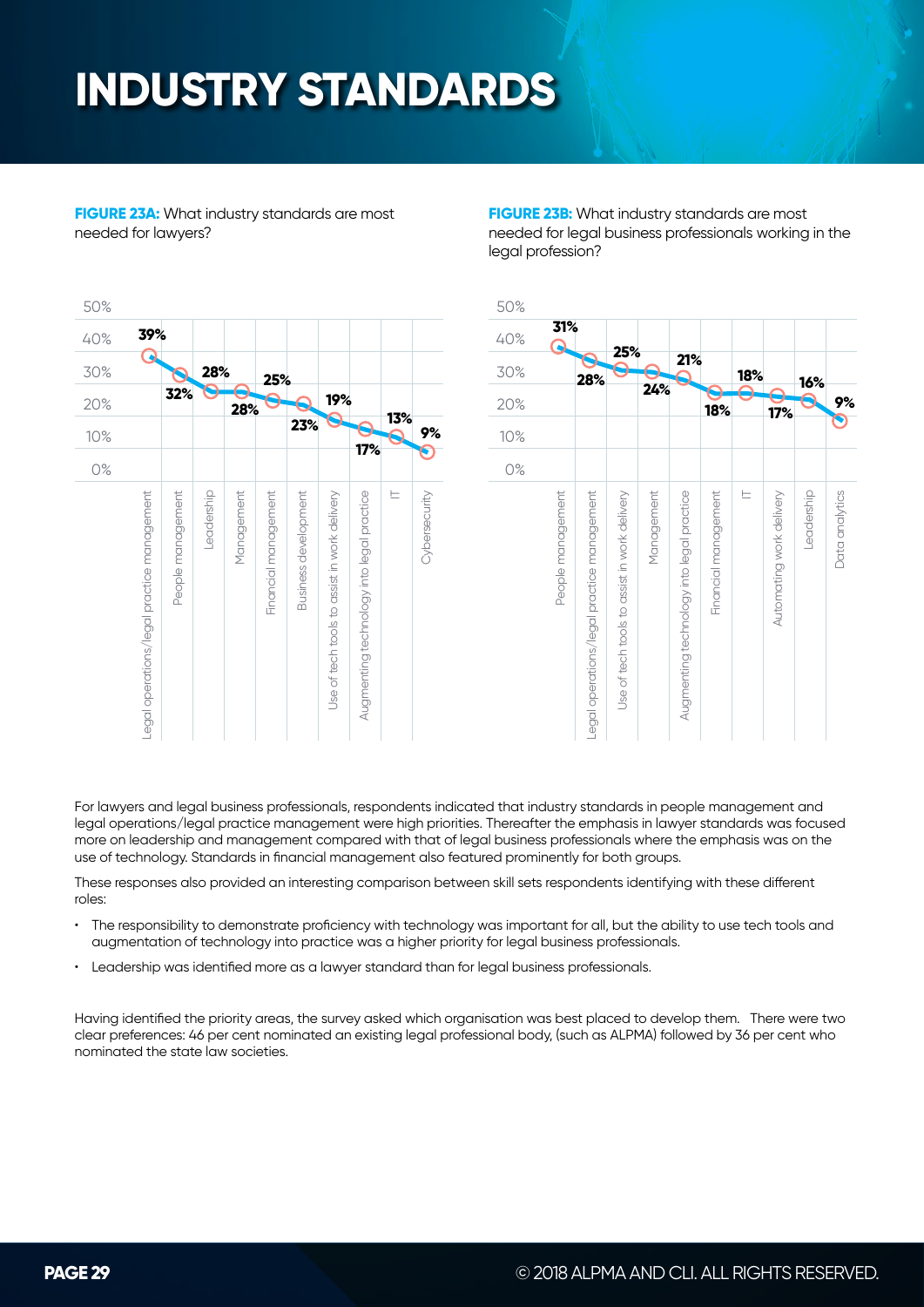# INDUSTRY STANDARDS

**FIGURE 23A:** What industry standards are most needed for lawyers?

| Standard | % |
| --- | --- |
| Legal operations/legal practice management | 39% |
| People management | 32% |
| Leadership | 28% |
| Management | 28% |
| Financial management | 25% |
| Business development | 23% |
| Use of tech tools to assist in work delivery | 19% |
| Augmenting technology into legal practice | 17% |
| IT | 13% |
| Cybersecurity | 9% |

**FIGURE 23B:** What industry standards are most needed for legal business professionals working in the legal profession?

| Standard | % |
| --- | --- |
| People management | 31% |
| Legal operations/legal practice management | 28% |
| Use of tech tools to assist in work delivery | 25% |
| Management | 24% |
| Augmenting technology into legal practice | 21% |
| Financial management | 18% |
| IT | 18% |
| Automating work delivery | 17% |
| Leadership | 16% |
| Data analytics | 9% |

For lawyers and legal business professionals, respondents indicated that industry standards in people management and legal operations/legal practice management were high priorities. Thereafter the emphasis in lawyer standards was focused more on leadership and management compared with that of legal business professionals where the emphasis was on the use of technology. Standards in financial management also featured prominently for both groups.

These responses also provided an interesting comparison between skill sets respondents identifying with these different roles:

- The responsibility to demonstrate proficiency with technology was important for all, but the ability to use tech tools and augmentation of technology into practice was a higher priority for legal business professionals.
- Leadership was identified more as a lawyer standard than for legal business professionals.

Having identified the priority areas, the survey asked which organisation was best placed to develop them. There were two clear preferences: 46 per cent nominated an existing legal professional body, (such as ALPMA) followed by 36 per cent who nominated the state law societies.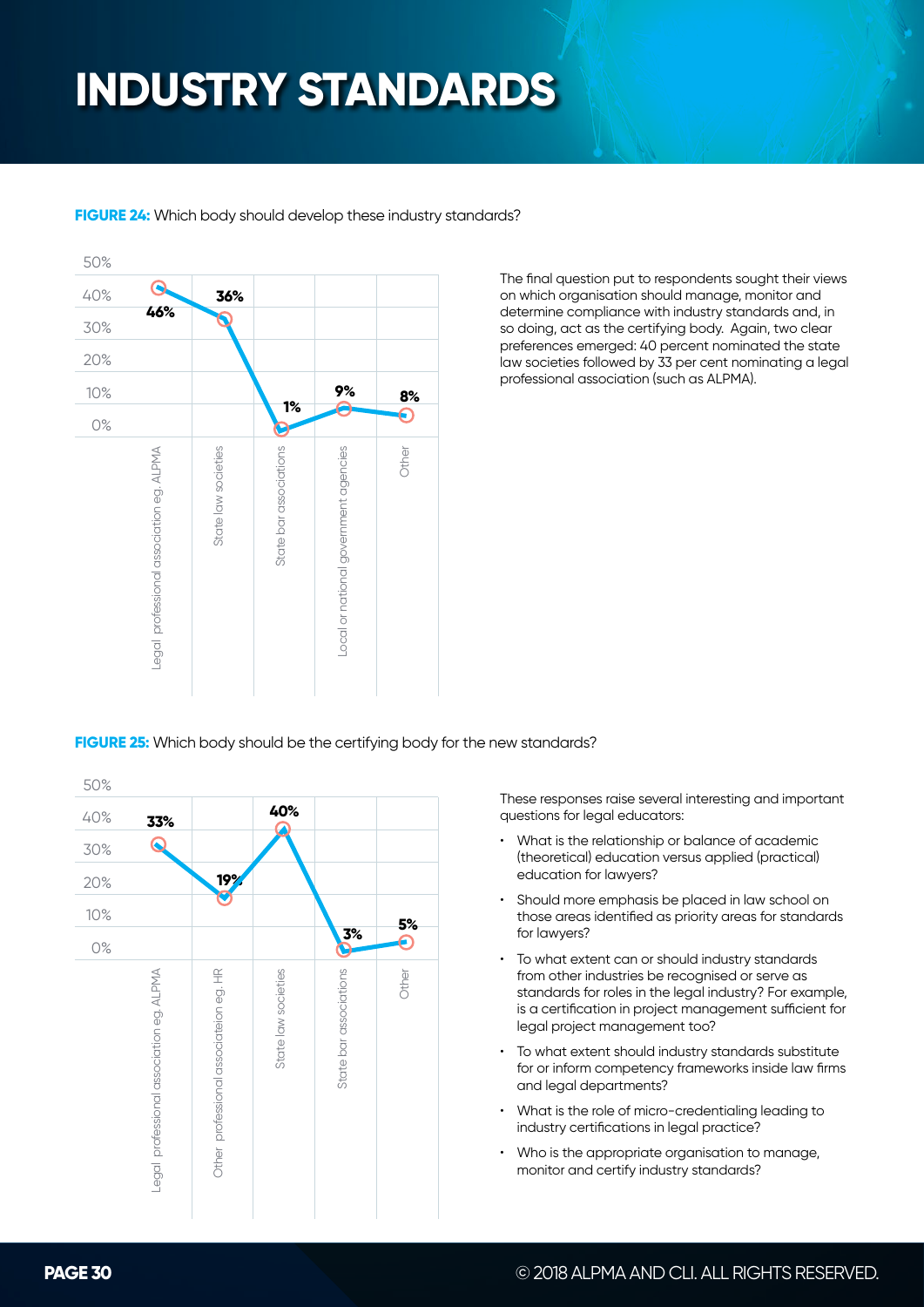# INDUSTRY STANDARDS

**FIGURE 24:** Which body should develop these industry standards?

| Body | Percentage |
|---|---|
| Legal professional association eg. ALPMA | 46% |
| State law societies | 36% |
| State bar associations | 1% |
| Local or national government agencies | 9% |
| Other | 8% |

The final question put to respondents sought their views on which organisation should manage, monitor and determine compliance with industry standards and, in so doing, act as the certifying body. Again, two clear preferences emerged: 40 percent nominated the state law societies followed by 33 per cent nominating a legal professional association (such as ALPMA).

**FIGURE 25:** Which body should be the certifying body for the new standards?

| Body | Percentage |
|---|---|
| Legal professional association eg. ALPMA | 33% |
| Other professional associateion eg. HR | 19% |
| State law societies | 40% |
| State bar associations | 3% |
| Other | 5% |

These responses raise several interesting and important questions for legal educators:

- What is the relationship or balance of academic (theoretical) education versus applied (practical) education for lawyers?
- Should more emphasis be placed in law school on those areas identified as priority areas for standards for lawyers?
- To what extent can or should industry standards from other industries be recognised or serve as standards for roles in the legal industry? For example, is a certification in project management sufficient for legal project management too?
- To what extent should industry standards substitute for or inform competency frameworks inside law firms and legal departments?
- What is the role of micro-credentialing leading to industry certifications in legal practice?
- Who is the appropriate organisation to manage, monitor and certify industry standards?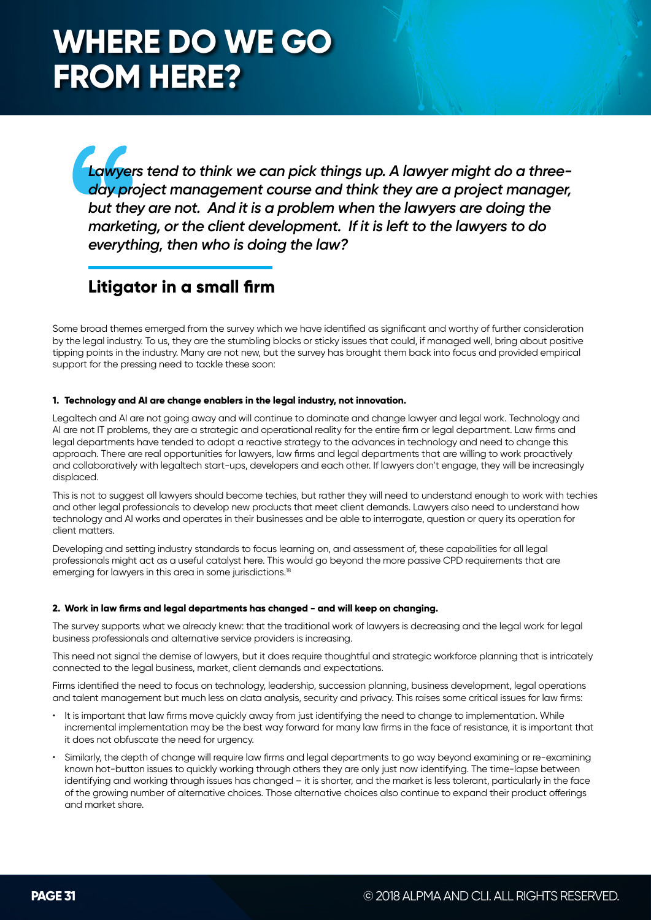# WHERE DO WE GO FROM HERE?

> *Lawyers tend to think we can pick things up. A lawyer might do a three-day project management course and think they are a project manager, but they are not. And it is a problem when the lawyers are doing the marketing, or the client development. If it is left to the lawyers to do everything, then who is doing the law?*
>
> **Litigator in a small firm**

Some broad themes emerged from the survey which we have identified as significant and worthy of further consideration by the legal industry. To us, they are the stumbling blocks or sticky issues that could, if managed well, bring about positive tipping points in the industry. Many are not new, but the survey has brought them back into focus and provided empirical support for the pressing need to tackle these soon:

**1. Technology and AI are change enablers in the legal industry, not innovation.**

Legaltech and AI are not going away and will continue to dominate and change lawyer and legal work. Technology and AI are not IT problems, they are a strategic and operational reality for the entire firm or legal department. Law firms and legal departments have tended to adopt a reactive strategy to the advances in technology and need to change this approach. There are real opportunities for lawyers, law firms and legal departments that are willing to work proactively and collaboratively with legaltech start-ups, developers and each other. If lawyers don't engage, they will be increasingly displaced.

This is not to suggest all lawyers should become techies, but rather they will need to understand enough to work with techies and other legal professionals to develop new products that meet client demands. Lawyers also need to understand how technology and AI works and operates in their businesses and be able to interrogate, question or query its operation for client matters.

Developing and setting industry standards to focus learning on, and assessment of, these capabilities for all legal professionals might act as a useful catalyst here. This would go beyond the more passive CPD requirements that are emerging for lawyers in this area in some jurisdictions.[18]

**2. Work in law firms and legal departments has changed - and will keep on changing.**

The survey supports what we already knew: that the traditional work of lawyers is decreasing and the legal work for legal business professionals and alternative service providers is increasing.

This need not signal the demise of lawyers, but it does require thoughtful and strategic workforce planning that is intricately connected to the legal business, market, client demands and expectations.

Firms identified the need to focus on technology, leadership, succession planning, business development, legal operations and talent management but much less on data analysis, security and privacy. This raises some critical issues for law firms:

- It is important that law firms move quickly away from just identifying the need to change to implementation. While incremental implementation may be the best way forward for many law firms in the face of resistance, it is important that it does not obfuscate the need for urgency.
- Similarly, the depth of change will require law firms and legal departments to go way beyond examining or re-examining known hot-button issues to quickly working through others they are only just now identifying. The time-lapse between identifying and working through issues has changed – it is shorter, and the market is less tolerant, particularly in the face of the growing number of alternative choices. Those alternative choices also continue to expand their product offerings and market share.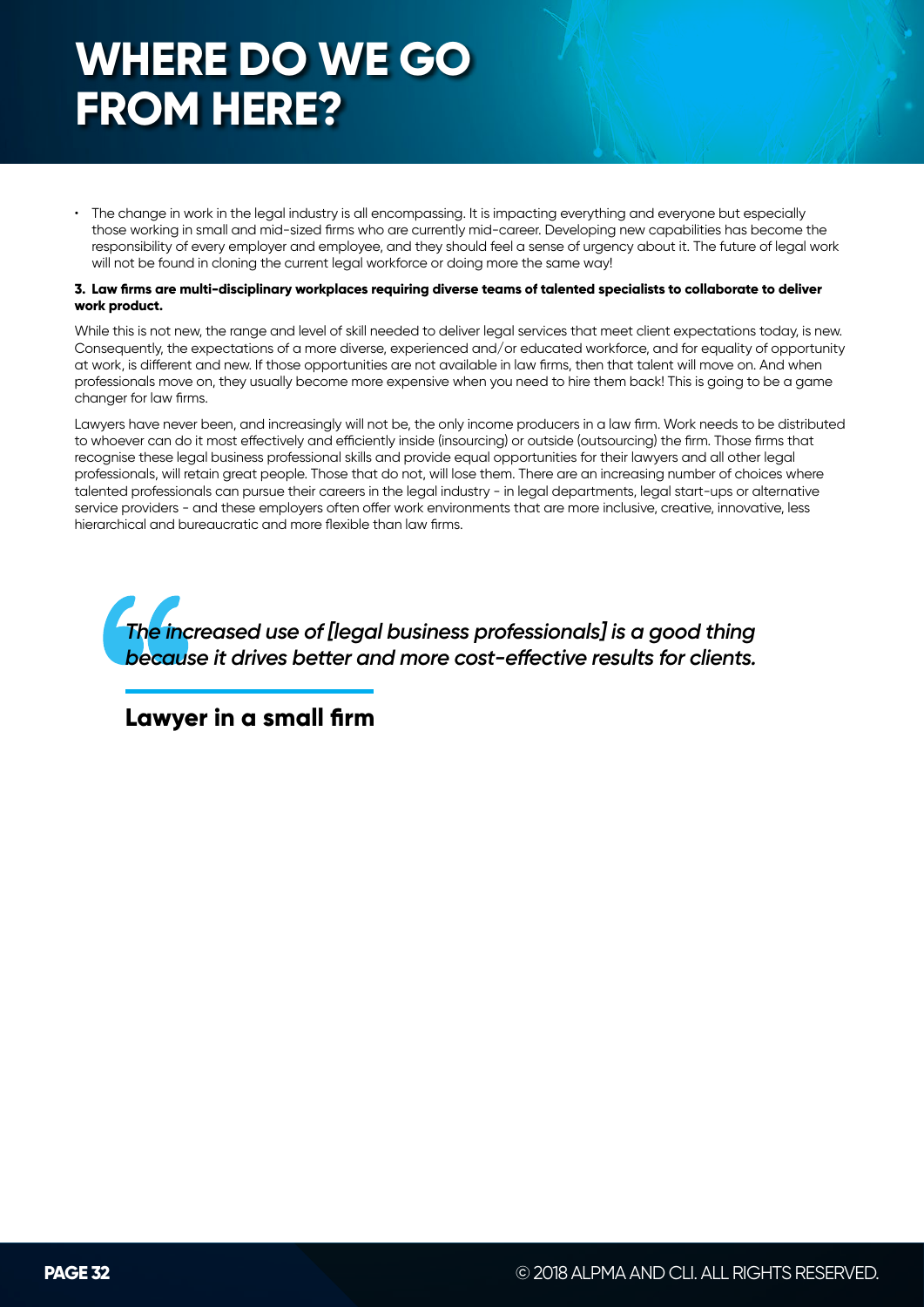# WHERE DO WE GO FROM HERE?

- The change in work in the legal industry is all encompassing. It is impacting everything and everyone but especially those working in small and mid-sized firms who are currently mid-career. Developing new capabilities has become the responsibility of every employer and employee, and they should feel a sense of urgency about it. The future of legal work will not be found in cloning the current legal workforce or doing more the same way!

**3. Law firms are multi-disciplinary workplaces requiring diverse teams of talented specialists to collaborate to deliver work product.**

While this is not new, the range and level of skill needed to deliver legal services that meet client expectations today, is new. Consequently, the expectations of a more diverse, experienced and/or educated workforce, and for equality of opportunity at work, is different and new. If those opportunities are not available in law firms, then that talent will move on. And when professionals move on, they usually become more expensive when you need to hire them back! This is going to be a game changer for law firms.

Lawyers have never been, and increasingly will not be, the only income producers in a law firm. Work needs to be distributed to whoever can do it most effectively and efficiently inside (insourcing) or outside (outsourcing) the firm. Those firms that recognise these legal business professional skills and provide equal opportunities for their lawyers and all other legal professionals, will retain great people. Those that do not, will lose them. There are an increasing number of choices where talented professionals can pursue their careers in the legal industry - in legal departments, legal start-ups or alternative service providers - and these employers often offer work environments that are more inclusive, creative, innovative, less hierarchical and bureaucratic and more flexible than law firms.

> *The increased use of [legal business professionals] is a good thing because it drives better and more cost-effective results for clients.*
>
> **Lawyer in a small firm**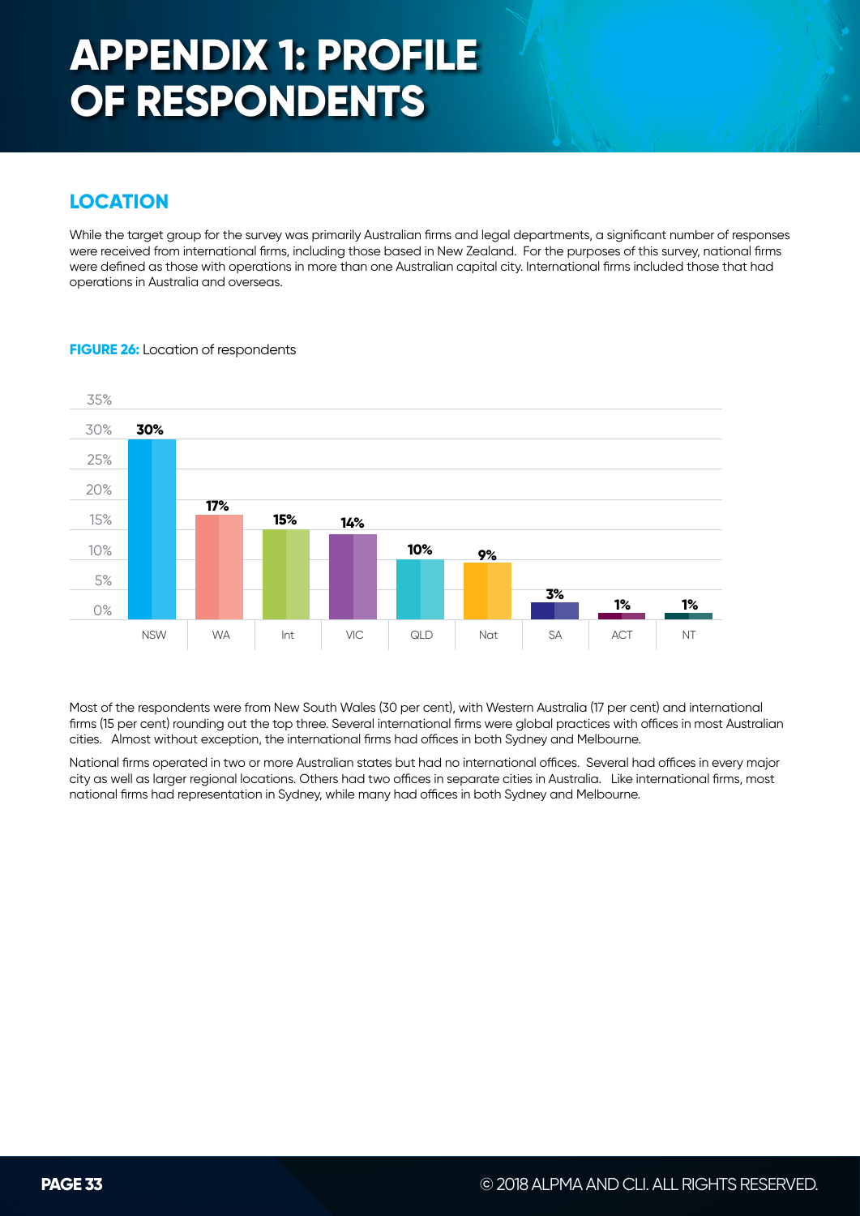# APPENDIX 1: PROFILE OF RESPONDENTS

## LOCATION

While the target group for the survey was primarily Australian firms and legal departments, a significant number of responses were received from international firms, including those based in New Zealand. For the purposes of this survey, national firms were defined as those with operations in more than one Australian capital city. International firms included those that had operations in Australia and overseas.

**FIGURE 26:** Location of respondents

| Location | Percentage |
|---|---|
| NSW | 30% |
| WA | 17% |
| Int | 15% |
| VIC | 14% |
| QLD | 10% |
| Nat | 9% |
| SA | 3% |
| ACT | 1% |
| NT | 1% |

Most of the respondents were from New South Wales (30 per cent), with Western Australia (17 per cent) and international firms (15 per cent) rounding out the top three. Several international firms were global practices with offices in most Australian cities. Almost without exception, the international firms had offices in both Sydney and Melbourne.

National firms operated in two or more Australian states but had no international offices. Several had offices in every major city as well as larger regional locations. Others had two offices in separate cities in Australia. Like international firms, most national firms had representation in Sydney, while many had offices in both Sydney and Melbourne.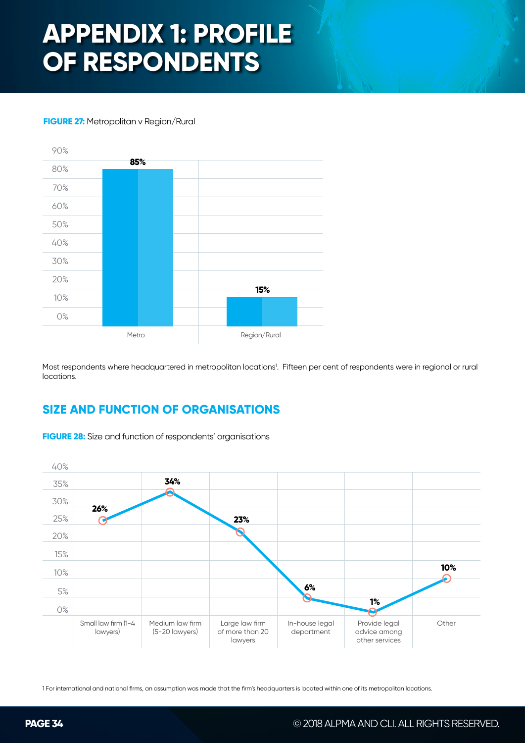# APPENDIX 1: PROFILE OF RESPONDENTS

**FIGURE 27:** Metropolitan v Region/Rural

| Location | Percentage |
|---|---|
| Metro | 85% |
| Region/Rural | 15% |

Most respondents where headquartered in metropolitan locations[1]. Fifteen per cent of respondents were in regional or rural locations.

## SIZE AND FUNCTION OF ORGANISATIONS

**FIGURE 28:** Size and function of respondents' organisations

| Organisation | Percentage |
|---|---|
| Small law firm (1-4 lawyers) | 26% |
| Medium law firm (5-20 lawyers) | 34% |
| Large law firm of more than 20 lawyers | 23% |
| In-house legal department | 6% |
| Provide legal advice among other services | 1% |
| Other | 10% |

1 For international and national firms, an assumption was made that the firm's headquarters is located within one of its metropolitan locations.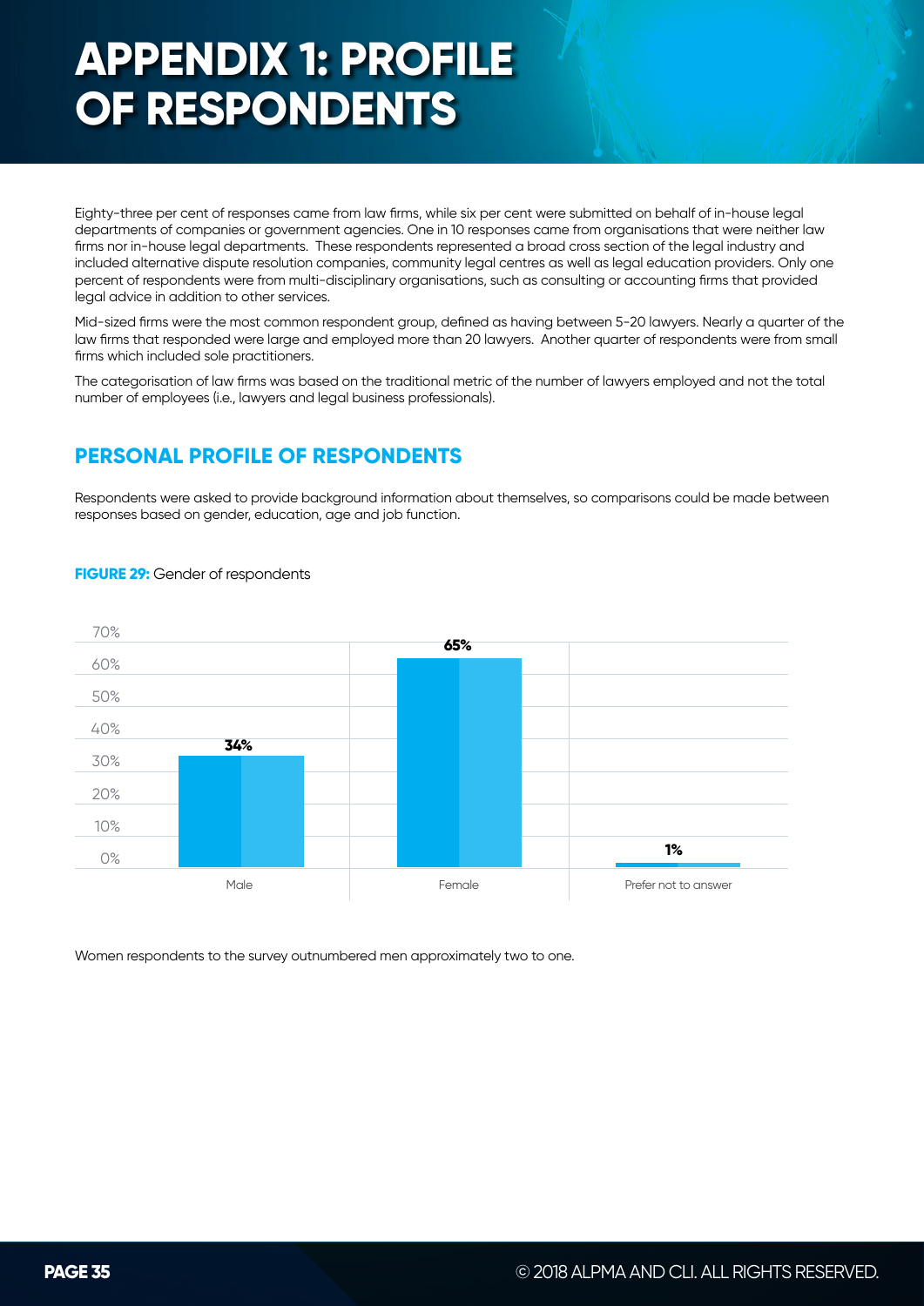# APPENDIX 1: PROFILE OF RESPONDENTS

Eighty-three per cent of responses came from law firms, while six per cent were submitted on behalf of in-house legal departments of companies or government agencies. One in 10 responses came from organisations that were neither law firms nor in-house legal departments. These respondents represented a broad cross section of the legal industry and included alternative dispute resolution companies, community legal centres as well as legal education providers. Only one percent of respondents were from multi-disciplinary organisations, such as consulting or accounting firms that provided legal advice in addition to other services.

Mid-sized firms were the most common respondent group, defined as having between 5-20 lawyers. Nearly a quarter of the law firms that responded were large and employed more than 20 lawyers. Another quarter of respondents were from small firms which included sole practitioners.

The categorisation of law firms was based on the traditional metric of the number of lawyers employed and not the total number of employees (i.e., lawyers and legal business professionals).

## PERSONAL PROFILE OF RESPONDENTS

Respondents were asked to provide background information about themselves, so comparisons could be made between responses based on gender, education, age and job function.

**FIGURE 29:** Gender of respondents

| Gender | Percentage |
| --- | --- |
| Male | 34% |
| Female | 65% |
| Prefer not to answer | 1% |

Women respondents to the survey outnumbered men approximately two to one.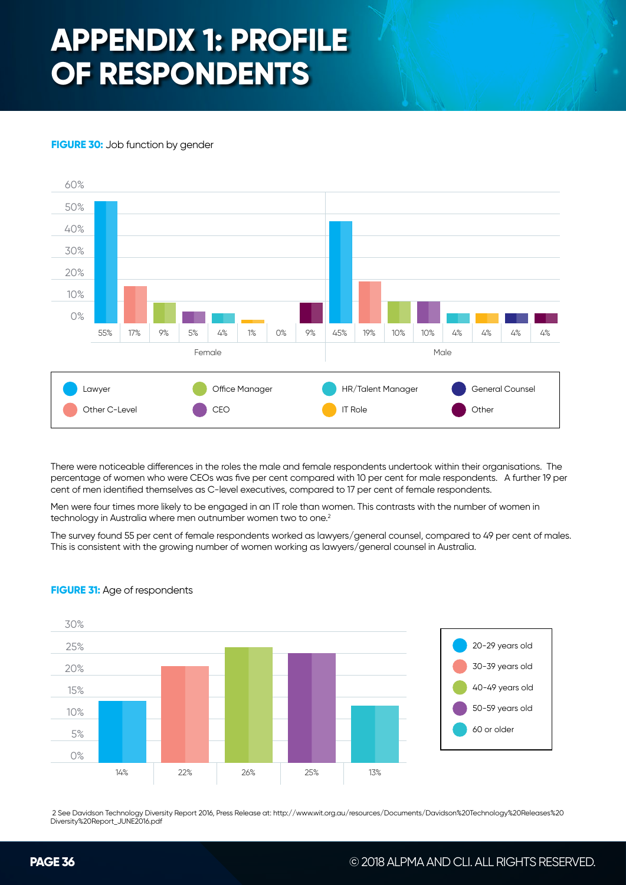# APPENDIX 1: PROFILE OF RESPONDENTS

**FIGURE 30:** Job function by gender

| | Lawyer | Other C-Level | Office Manager | CEO | HR/Talent Manager | IT Role | General Counsel | Other |
|---|---|---|---|---|---|---|---|---|
| Female | 55% | 17% | 9% | 5% | 4% | 1% | 0% | 9% |
| Male | 45% | 19% | 10% | 10% | 4% | 4% | 4% | 4% |

There were noticeable differences in the roles the male and female respondents undertook within their organisations. The percentage of women who were CEOs was five per cent compared with 10 per cent for male respondents. A further 19 per cent of men identified themselves as C-level executives, compared to 17 per cent of female respondents.

Men were four times more likely to be engaged in an IT role than women. This contrasts with the number of women in technology in Australia where men outnumber women two to one.[2]

The survey found 55 per cent of female respondents worked as lawyers/general counsel, compared to 49 per cent of males. This is consistent with the growing number of women working as lawyers/general counsel in Australia.

**FIGURE 31:** Age of respondents

| 20-29 years old | 30-39 years old | 40-49 years old | 50-59 years old | 60 or older |
|---|---|---|---|---|
| 14% | 22% | 26% | 25% | 13% |

2 See Davidson Technology Diversity Report 2016, Press Release at: http://www.wit.org.au/resources/Documents/Davidson%20Technology%20Releases%20Diversity%20Report_JUNE2016.pdf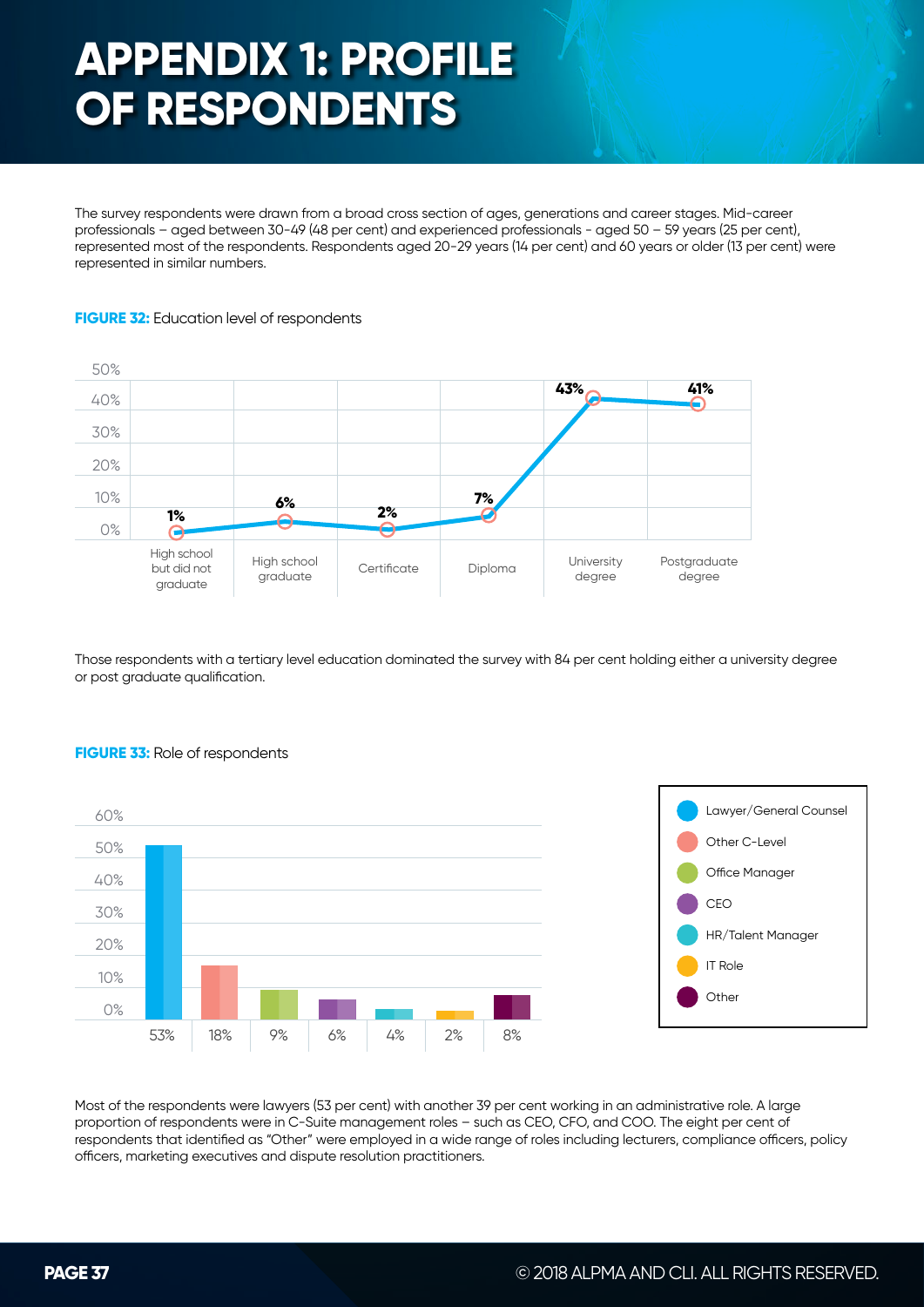# APPENDIX 1: PROFILE OF RESPONDENTS

The survey respondents were drawn from a broad cross section of ages, generations and career stages. Mid-career professionals – aged between 30-49 (48 per cent) and experienced professionals - aged 50 – 59 years (25 per cent), represented most of the respondents. Respondents aged 20-29 years (14 per cent) and 60 years or older (13 per cent) were represented in similar numbers.

**FIGURE 32:** Education level of respondents

| Education level | Percentage |
| --- | --- |
| High school but did not graduate | 1% |
| High school graduate | 6% |
| Certificate | 2% |
| Diploma | 7% |
| University degree | 43% |
| Postgraduate degree | 41% |

Those respondents with a tertiary level education dominated the survey with 84 per cent holding either a university degree or post graduate qualification.

**FIGURE 33:** Role of respondents

| Role | Percentage |
| --- | --- |
| Lawyer/General Counsel | 53% |
| Other C-Level | 18% |
| Office Manager | 9% |
| CEO | 6% |
| HR/Talent Manager | 4% |
| IT Role | 2% |
| Other | 8% |

Most of the respondents were lawyers (53 per cent) with another 39 per cent working in an administrative role. A large proportion of respondents were in C-Suite management roles – such as CEO, CFO, and COO. The eight per cent of respondents that identified as "Other" were employed in a wide range of roles including lecturers, compliance officers, policy officers, marketing executives and dispute resolution practitioners.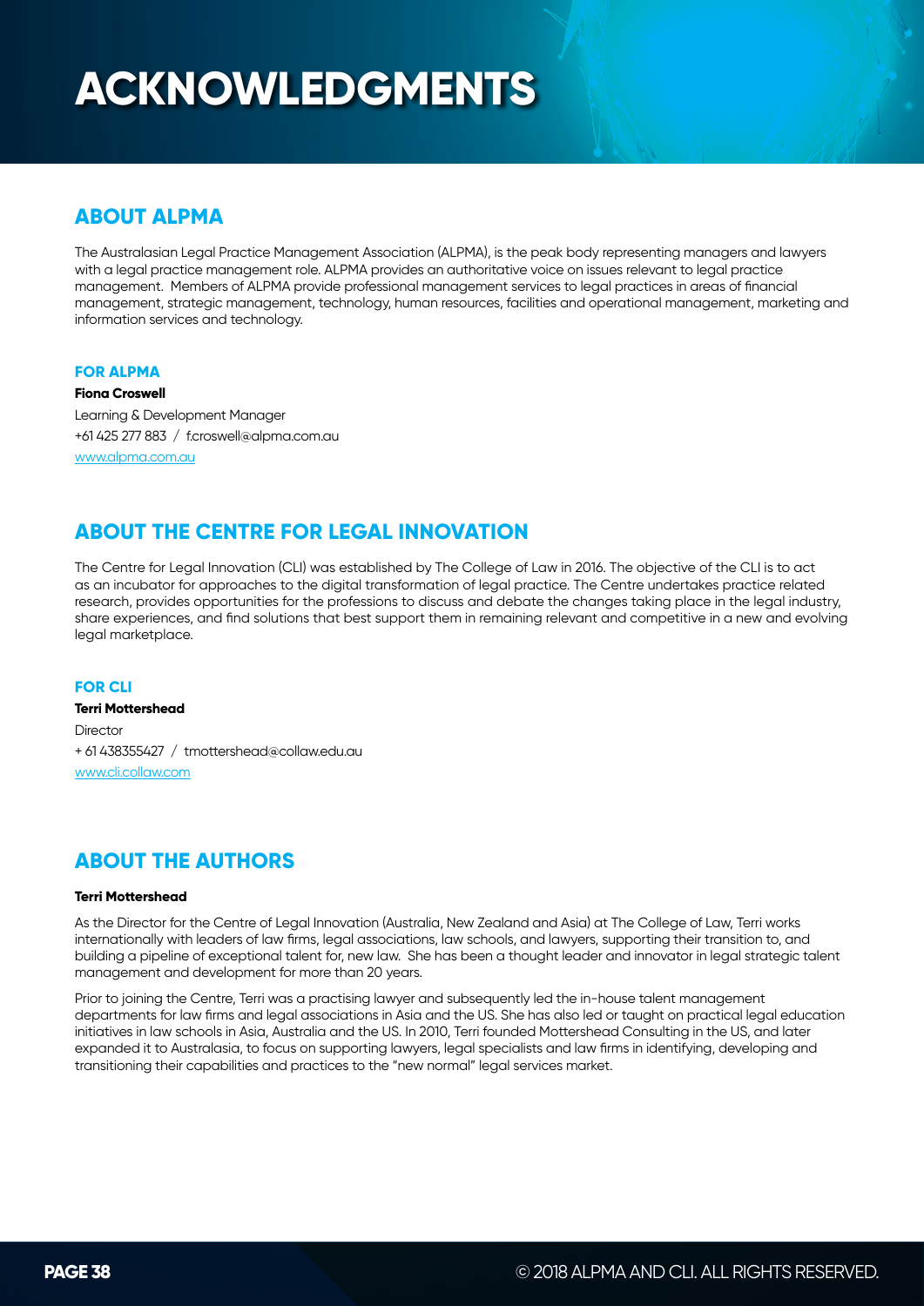# ACKNOWLEDGMENTS

## ABOUT ALPMA

The Australasian Legal Practice Management Association (ALPMA), is the peak body representing managers and lawyers with a legal practice management role. ALPMA provides an authoritative voice on issues relevant to legal practice management. Members of ALPMA provide professional management services to legal practices in areas of financial management, strategic management, technology, human resources, facilities and operational management, marketing and information services and technology.

### FOR ALPMA

**Fiona Croswell**

Learning & Development Manager

+61 425 277 883 / f.croswell@alpma.com.au

www.alpma.com.au

## ABOUT THE CENTRE FOR LEGAL INNOVATION

The Centre for Legal Innovation (CLI) was established by The College of Law in 2016. The objective of the CLI is to act as an incubator for approaches to the digital transformation of legal practice. The Centre undertakes practice related research, provides opportunities for the professions to discuss and debate the changes taking place in the legal industry, share experiences, and find solutions that best support them in remaining relevant and competitive in a new and evolving legal marketplace.

### FOR CLI

**Terri Mottershead**

Director

+ 61 438355427 / tmottershead@collaw.edu.au

www.cli.collaw.com

## ABOUT THE AUTHORS

**Terri Mottershead**

As the Director for the Centre of Legal Innovation (Australia, New Zealand and Asia) at The College of Law, Terri works internationally with leaders of law firms, legal associations, law schools, and lawyers, supporting their transition to, and building a pipeline of exceptional talent for, new law. She has been a thought leader and innovator in legal strategic talent management and development for more than 20 years.

Prior to joining the Centre, Terri was a practising lawyer and subsequently led the in-house talent management departments for law firms and legal associations in Asia and the US. She has also led or taught on practical legal education initiatives in law schools in Asia, Australia and the US. In 2010, Terri founded Mottershead Consulting in the US, and later expanded it to Australasia, to focus on supporting lawyers, legal specialists and law firms in identifying, developing and transitioning their capabilities and practices to the "new normal" legal services market.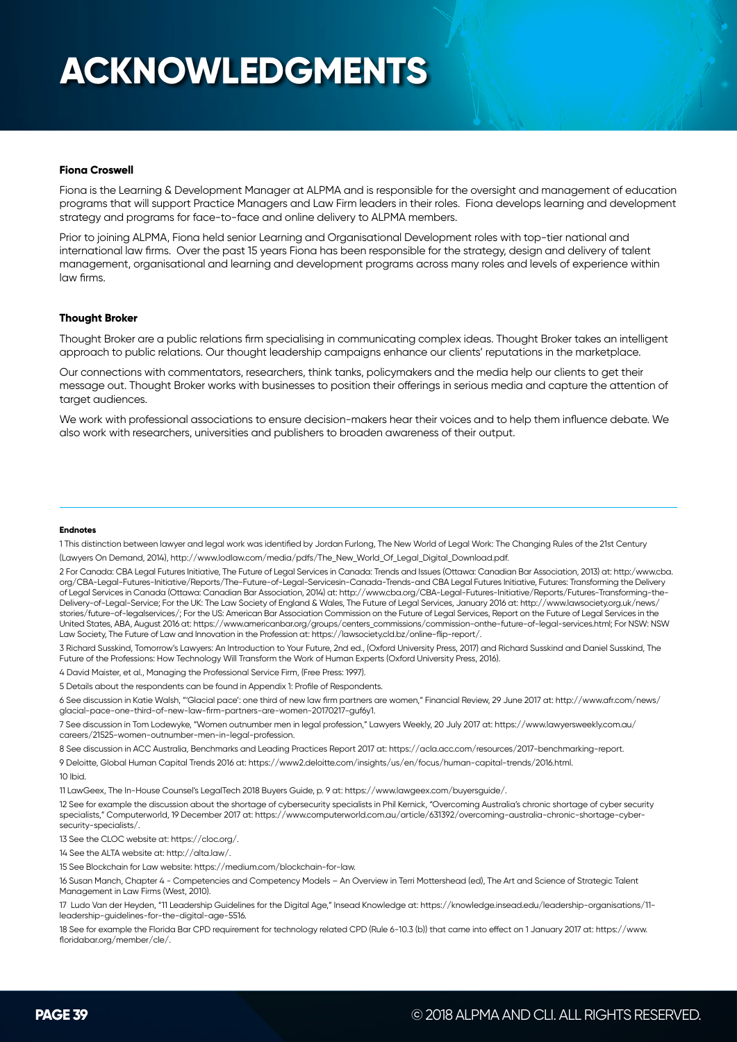# ACKNOWLEDGMENTS

**Fiona Croswell**

Fiona is the Learning & Development Manager at ALPMA and is responsible for the oversight and management of education programs that will support Practice Managers and Law Firm leaders in their roles. Fiona develops learning and development strategy and programs for face-to-face and online delivery to ALPMA members.

Prior to joining ALPMA, Fiona held senior Learning and Organisational Development roles with top-tier national and international law firms. Over the past 15 years Fiona has been responsible for the strategy, design and delivery of talent management, organisational and learning and development programs across many roles and levels of experience within law firms.

**Thought Broker**

Thought Broker are a public relations firm specialising in communicating complex ideas. Thought Broker takes an intelligent approach to public relations. Our thought leadership campaigns enhance our clients' reputations in the marketplace.

Our connections with commentators, researchers, think tanks, policymakers and the media help our clients to get their message out. Thought Broker works with businesses to position their offerings in serious media and capture the attention of target audiences.

We work with professional associations to ensure decision-makers hear their voices and to help them influence debate. We also work with researchers, universities and publishers to broaden awareness of their output.

---

**Endnotes**

1 This distinction between lawyer and legal work was identified by Jordan Furlong, The New World of Legal Work: The Changing Rules of the 21st Century (Lawyers On Demand, 2014), http://www.lodlaw.com/media/pdfs/The_New_World_Of_Legal_Digital_Download.pdf.

2 For Canada: CBA Legal Futures Initiative, The Future of Legal Services in Canada: Trends and Issues (Ottawa: Canadian Bar Association, 2013) at: http:/www.cba.org/CBA-Legal-Futures-Initiative/Reports/The-Future-of-Legal-Servicesin-Canada-Trends-and CBA Legal Futures Initiative, Futures: Transforming the Delivery of Legal Services in Canada (Ottawa: Canadian Bar Association, 2014) at: http://www.cba.org/CBA-Legal-Futures-Initiative/Reports/Futures-Transforming-the-Delivery-of-Legal-Service; For the UK: The Law Society of England & Wales, The Future of Legal Services, January 2016 at: http://www.lawsociety.org.uk/news/stories/future-of-legalservices/; For the US: American Bar Association Commission on the Future of Legal Services, Report on the Future of Legal Services in the United States, ABA, August 2016 at: https://www.americanbar.org/groups/centers_commissions/commission-onthe-future-of-legal-services.html; For NSW: NSW Law Society, The Future of Law and Innovation in the Profession at: https://lawsociety.cld.bz/online-flip-report/.

3 Richard Susskind, Tomorrow's Lawyers: An Introduction to Your Future, 2nd ed., (Oxford University Press, 2017) and Richard Susskind and Daniel Susskind, The Future of the Professions: How Technology Will Transform the Work of Human Experts (Oxford University Press, 2016).

4 David Maister, et al., Managing the Professional Service Firm, (Free Press: 1997).

5 Details about the respondents can be found in Appendix 1: Profile of Respondents.

6 See discussion in Katie Walsh, "'Glacial pace': one third of new law firm partners are women," Financial Review, 29 June 2017 at: http://www.afr.com/news/glacial-pace-one-third-of-new-law-firm-partners-are-women-20170217-guf6y1.

7 See discussion in Tom Lodewyke, "Women outnumber men in legal profession," Lawyers Weekly, 20 July 2017 at: https://www.lawyersweekly.com.au/careers/21525-women-outnumber-men-in-legal-profession.

8 See discussion in ACC Australia, Benchmarks and Leading Practices Report 2017 at: https://acla.acc.com/resources/2017-benchmarking-report.

9 Deloitte, Global Human Capital Trends 2016 at: https://www2.deloitte.com/insights/us/en/focus/human-capital-trends/2016.html.

10 Ibid.

11 LawGeex, The In-House Counsel's LegalTech 2018 Buyers Guide, p. 9 at: https://www.lawgeex.com/buyersguide/.

12 See for example the discussion about the shortage of cybersecurity specialists in Phil Kernick, "Overcoming Australia's chronic shortage of cyber security specialists," Computerworld, 19 December 2017 at: https://www.computerworld.com.au/article/631392/overcoming-australia-chronic-shortage-cyber-security-specialists/.

13 See the CLOC website at: https://cloc.org/.

14 See the ALTA website at: http://alta.law/.

15 See Blockchain for Law website: https://medium.com/blockchain-for-law.

16 Susan Manch, Chapter 4 - Competencies and Competency Models – An Overview in Terri Mottershead (ed), The Art and Science of Strategic Talent Management in Law Firms (West, 2010).

17 Ludo Van der Heyden, "11 Leadership Guidelines for the Digital Age," Insead Knowledge at: https://knowledge.insead.edu/leadership-organisations/11-leadership-guidelines-for-the-digital-age-5516.

18 See for example the Florida Bar CPD requirement for technology related CPD (Rule 6-10.3 (b)) that came into effect on 1 January 2017 at: https://www.floridabar.org/member/cle/.

© 2018 ALPMA AND CLI. ALL RIGHTS RESERVED.